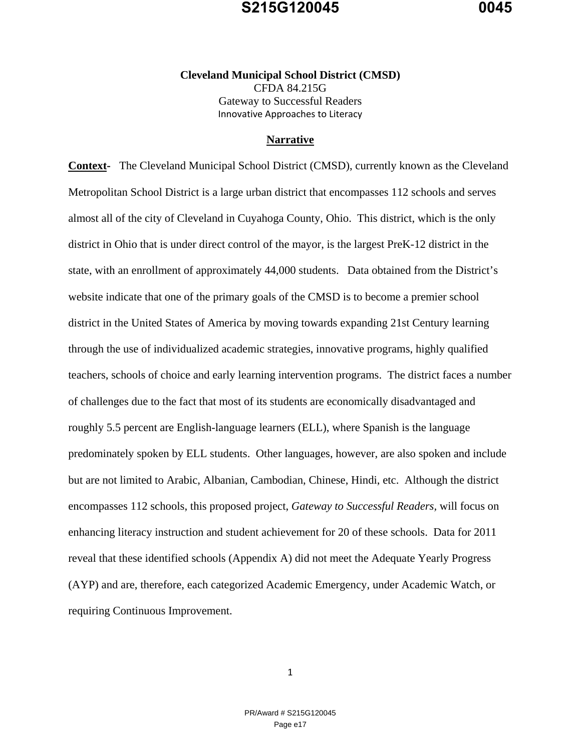**Cleveland Municipal School District (CMSD)**
CFDA 84.215G
Gateway to Successful Readers
Innovative Approaches to Literacy

## Narrative

**Context-** The Cleveland Municipal School District (CMSD), currently known as the Cleveland Metropolitan School District is a large urban district that encompasses 112 schools and serves almost all of the city of Cleveland in Cuyahoga County, Ohio. This district, which is the only district in Ohio that is under direct control of the mayor, is the largest PreK-12 district in the state, with an enrollment of approximately 44,000 students. Data obtained from the District's website indicate that one of the primary goals of the CMSD is to become a premier school district in the United States of America by moving towards expanding 21st Century learning through the use of individualized academic strategies, innovative programs, highly qualified teachers, schools of choice and early learning intervention programs. The district faces a number of challenges due to the fact that most of its students are economically disadvantaged and roughly 5.5 percent are English-language learners (ELL), where Spanish is the language predominately spoken by ELL students. Other languages, however, are also spoken and include but are not limited to Arabic, Albanian, Cambodian, Chinese, Hindi, etc. Although the district encompasses 112 schools, this proposed project, *Gateway to Successful Readers*, will focus on enhancing literacy instruction and student achievement for 20 of these schools. Data for 2011 reveal that these identified schools (Appendix A) did not meet the Adequate Yearly Progress (AYP) and are, therefore, each categorized Academic Emergency, under Academic Watch, or requiring Continuous Improvement.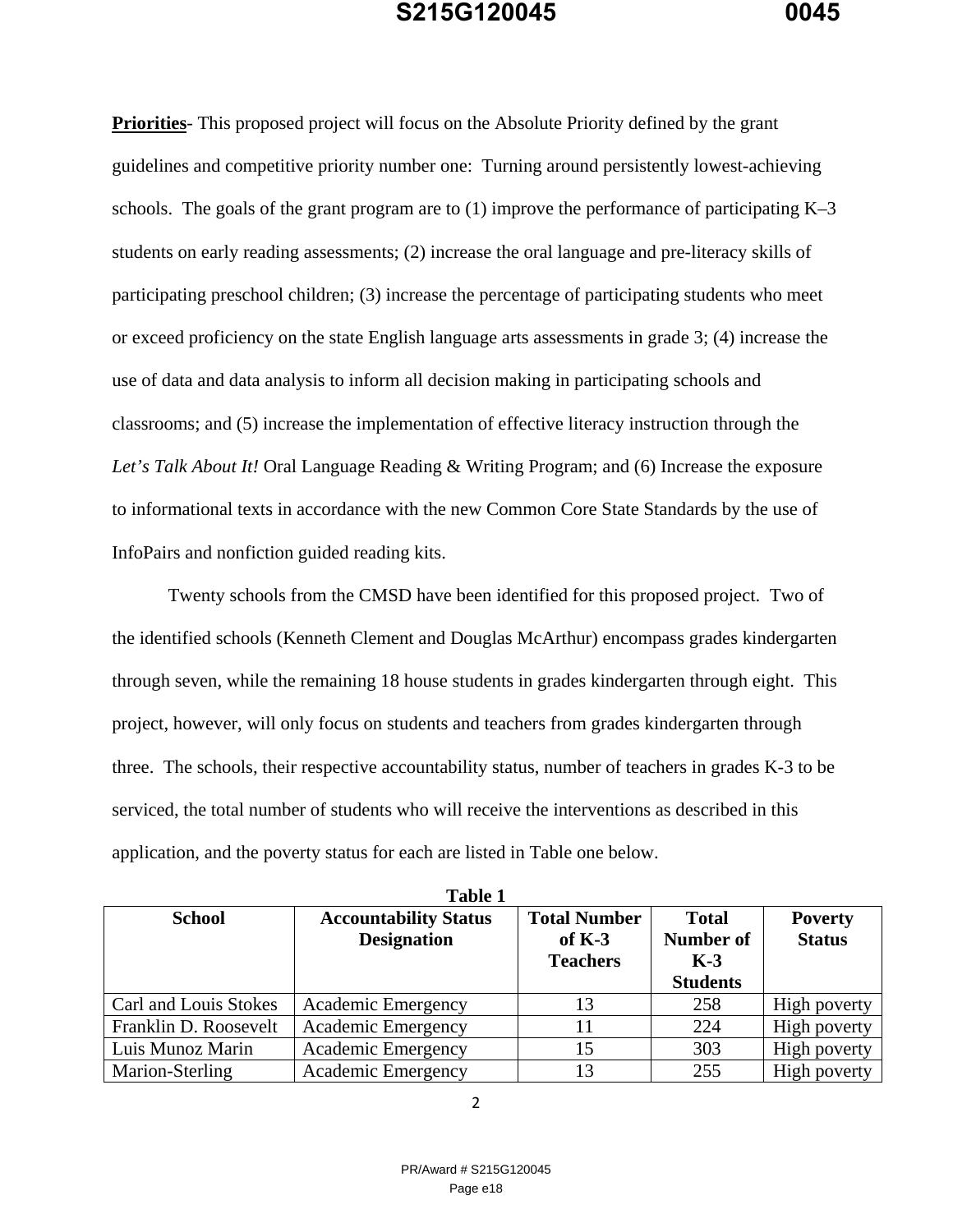**Priorities**- This proposed project will focus on the Absolute Priority defined by the grant guidelines and competitive priority number one: Turning around persistently lowest-achieving schools. The goals of the grant program are to (1) improve the performance of participating K–3 students on early reading assessments; (2) increase the oral language and pre-literacy skills of participating preschool children; (3) increase the percentage of participating students who meet or exceed proficiency on the state English language arts assessments in grade 3; (4) increase the use of data and data analysis to inform all decision making in participating schools and classrooms; and (5) increase the implementation of effective literacy instruction through the *Let's Talk About It!* Oral Language Reading & Writing Program; and (6) Increase the exposure to informational texts in accordance with the new Common Core State Standards by the use of InfoPairs and nonfiction guided reading kits.

Twenty schools from the CMSD have been identified for this proposed project. Two of the identified schools (Kenneth Clement and Douglas McArthur) encompass grades kindergarten through seven, while the remaining 18 house students in grades kindergarten through eight. This project, however, will only focus on students and teachers from grades kindergarten through three. The schools, their respective accountability status, number of teachers in grades K-3 to be serviced, the total number of students who will receive the interventions as described in this application, and the poverty status for each are listed in Table one below.

**Table 1**

| School | Accountability Status Designation | Total Number of K-3 Teachers | Total Number of K-3 Students | Poverty Status |
|---|---|---|---|---|
| Carl and Louis Stokes | Academic Emergency | 13 | 258 | High poverty |
| Franklin D. Roosevelt | Academic Emergency | 11 | 224 | High poverty |
| Luis Munoz Marin | Academic Emergency | 15 | 303 | High poverty |
| Marion-Sterling | Academic Emergency | 13 | 255 | High poverty |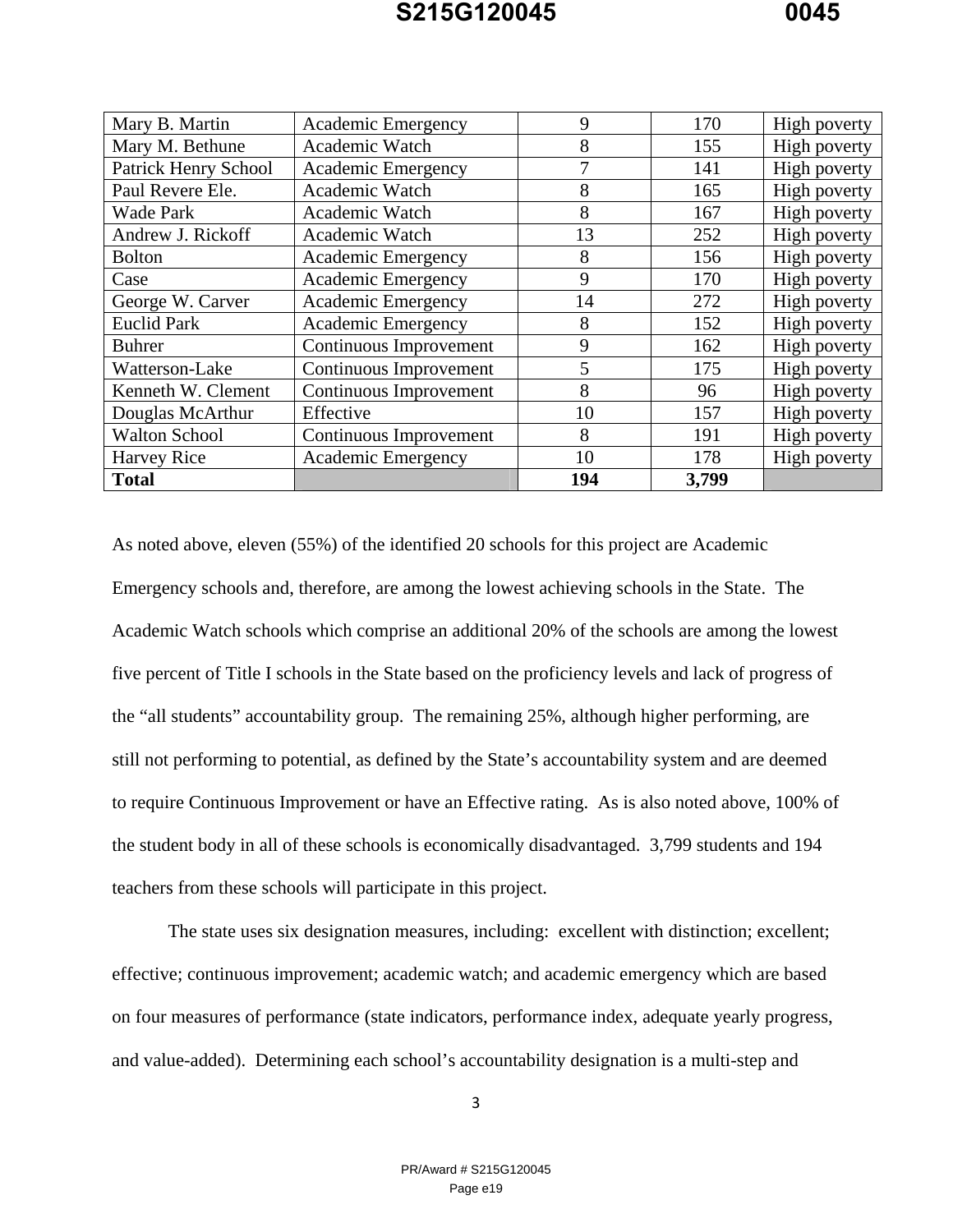| | | | | |
|---|---|---|---|---|
| Mary B. Martin | Academic Emergency | 9 | 170 | High poverty |
| Mary M. Bethune | Academic Watch | 8 | 155 | High poverty |
| Patrick Henry School | Academic Emergency | 7 | 141 | High poverty |
| Paul Revere Ele. | Academic Watch | 8 | 165 | High poverty |
| Wade Park | Academic Watch | 8 | 167 | High poverty |
| Andrew J. Rickoff | Academic Watch | 13 | 252 | High poverty |
| Bolton | Academic Emergency | 8 | 156 | High poverty |
| Case | Academic Emergency | 9 | 170 | High poverty |
| George W. Carver | Academic Emergency | 14 | 272 | High poverty |
| Euclid Park | Academic Emergency | 8 | 152 | High poverty |
| Buhrer | Continuous Improvement | 9 | 162 | High poverty |
| Watterson-Lake | Continuous Improvement | 5 | 175 | High poverty |
| Kenneth W. Clement | Continuous Improvement | 8 | 96 | High poverty |
| Douglas McArthur | Effective | 10 | 157 | High poverty |
| Walton School | Continuous Improvement | 8 | 191 | High poverty |
| Harvey Rice | Academic Emergency | 10 | 178 | High poverty |
| **Total** | | **194** | **3,799** | |

As noted above, eleven (55%) of the identified 20 schools for this project are Academic Emergency schools and, therefore, are among the lowest achieving schools in the State. The Academic Watch schools which comprise an additional 20% of the schools are among the lowest five percent of Title I schools in the State based on the proficiency levels and lack of progress of the "all students" accountability group. The remaining 25%, although higher performing, are still not performing to potential, as defined by the State's accountability system and are deemed to require Continuous Improvement or have an Effective rating. As is also noted above, 100% of the student body in all of these schools is economically disadvantaged. 3,799 students and 194 teachers from these schools will participate in this project.

The state uses six designation measures, including: excellent with distinction; excellent; effective; continuous improvement; academic watch; and academic emergency which are based on four measures of performance (state indicators, performance index, adequate yearly progress, and value-added). Determining each school's accountability designation is a multi-step and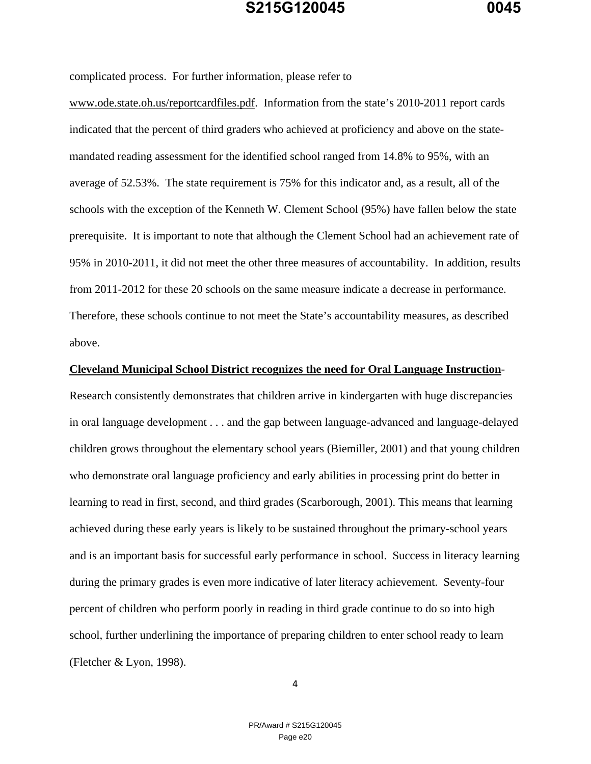complicated process. For further information, please refer to www.ode.state.oh.us/reportcardfiles.pdf. Information from the state's 2010-2011 report cards indicated that the percent of third graders who achieved at proficiency and above on the state-mandated reading assessment for the identified school ranged from 14.8% to 95%, with an average of 52.53%. The state requirement is 75% for this indicator and, as a result, all of the schools with the exception of the Kenneth W. Clement School (95%) have fallen below the state prerequisite. It is important to note that although the Clement School had an achievement rate of 95% in 2010-2011, it did not meet the other three measures of accountability. In addition, results from 2011-2012 for these 20 schools on the same measure indicate a decrease in performance. Therefore, these schools continue to not meet the State's accountability measures, as described above.

**Cleveland Municipal School District recognizes the need for Oral Language Instruction**- Research consistently demonstrates that children arrive in kindergarten with huge discrepancies in oral language development . . . and the gap between language-advanced and language-delayed children grows throughout the elementary school years (Biemiller, 2001) and that young children who demonstrate oral language proficiency and early abilities in processing print do better in learning to read in first, second, and third grades (Scarborough, 2001). This means that learning achieved during these early years is likely to be sustained throughout the primary-school years and is an important basis for successful early performance in school. Success in literacy learning during the primary grades is even more indicative of later literacy achievement. Seventy-four percent of children who perform poorly in reading in third grade continue to do so into high school, further underlining the importance of preparing children to enter school ready to learn (Fletcher & Lyon, 1998).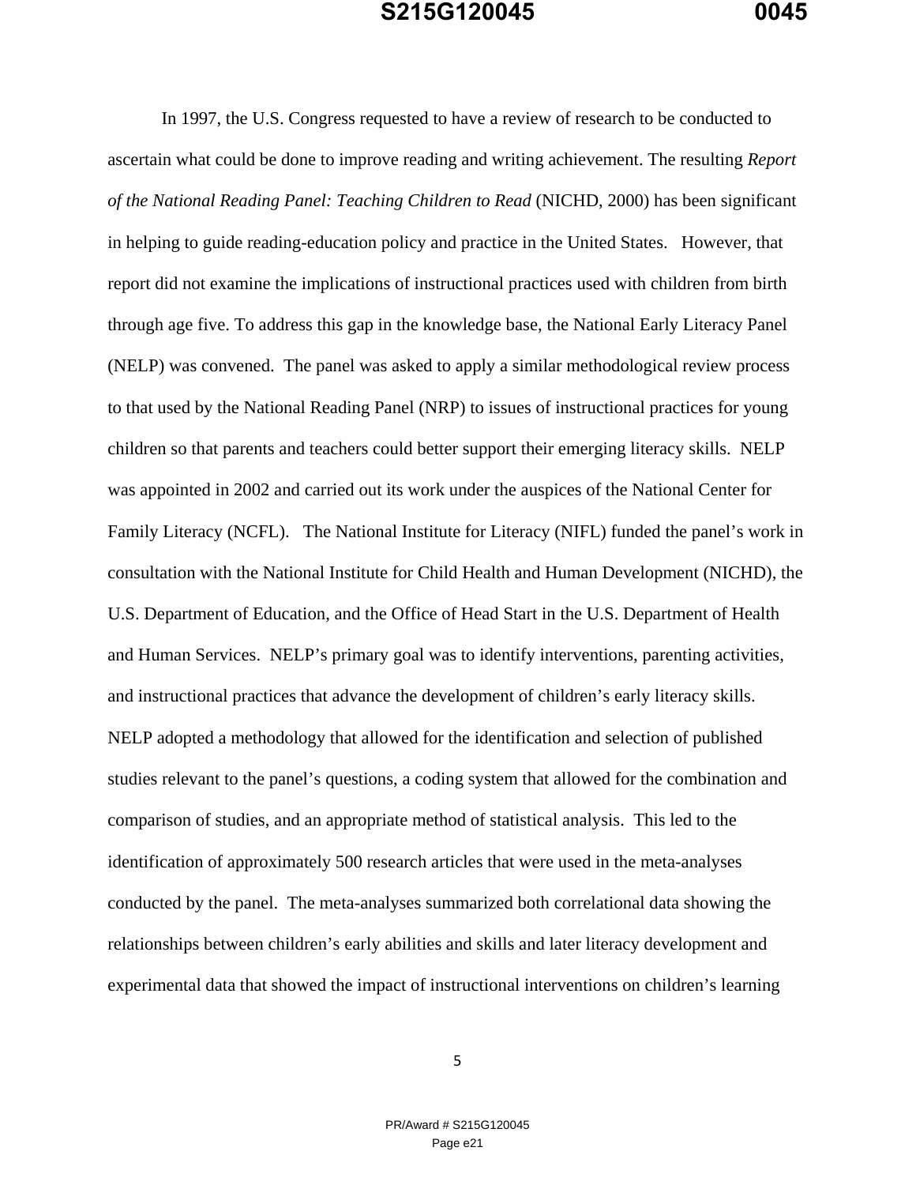In 1997, the U.S. Congress requested to have a review of research to be conducted to ascertain what could be done to improve reading and writing achievement. The resulting *Report of the National Reading Panel: Teaching Children to Read* (NICHD, 2000) has been significant in helping to guide reading-education policy and practice in the United States. However, that report did not examine the implications of instructional practices used with children from birth through age five. To address this gap in the knowledge base, the National Early Literacy Panel (NELP) was convened. The panel was asked to apply a similar methodological review process to that used by the National Reading Panel (NRP) to issues of instructional practices for young children so that parents and teachers could better support their emerging literacy skills. NELP was appointed in 2002 and carried out its work under the auspices of the National Center for Family Literacy (NCFL). The National Institute for Literacy (NIFL) funded the panel's work in consultation with the National Institute for Child Health and Human Development (NICHD), the U.S. Department of Education, and the Office of Head Start in the U.S. Department of Health and Human Services. NELP's primary goal was to identify interventions, parenting activities, and instructional practices that advance the development of children's early literacy skills. NELP adopted a methodology that allowed for the identification and selection of published studies relevant to the panel's questions, a coding system that allowed for the combination and comparison of studies, and an appropriate method of statistical analysis. This led to the identification of approximately 500 research articles that were used in the meta-analyses conducted by the panel. The meta-analyses summarized both correlational data showing the relationships between children's early abilities and skills and later literacy development and experimental data that showed the impact of instructional interventions on children's learning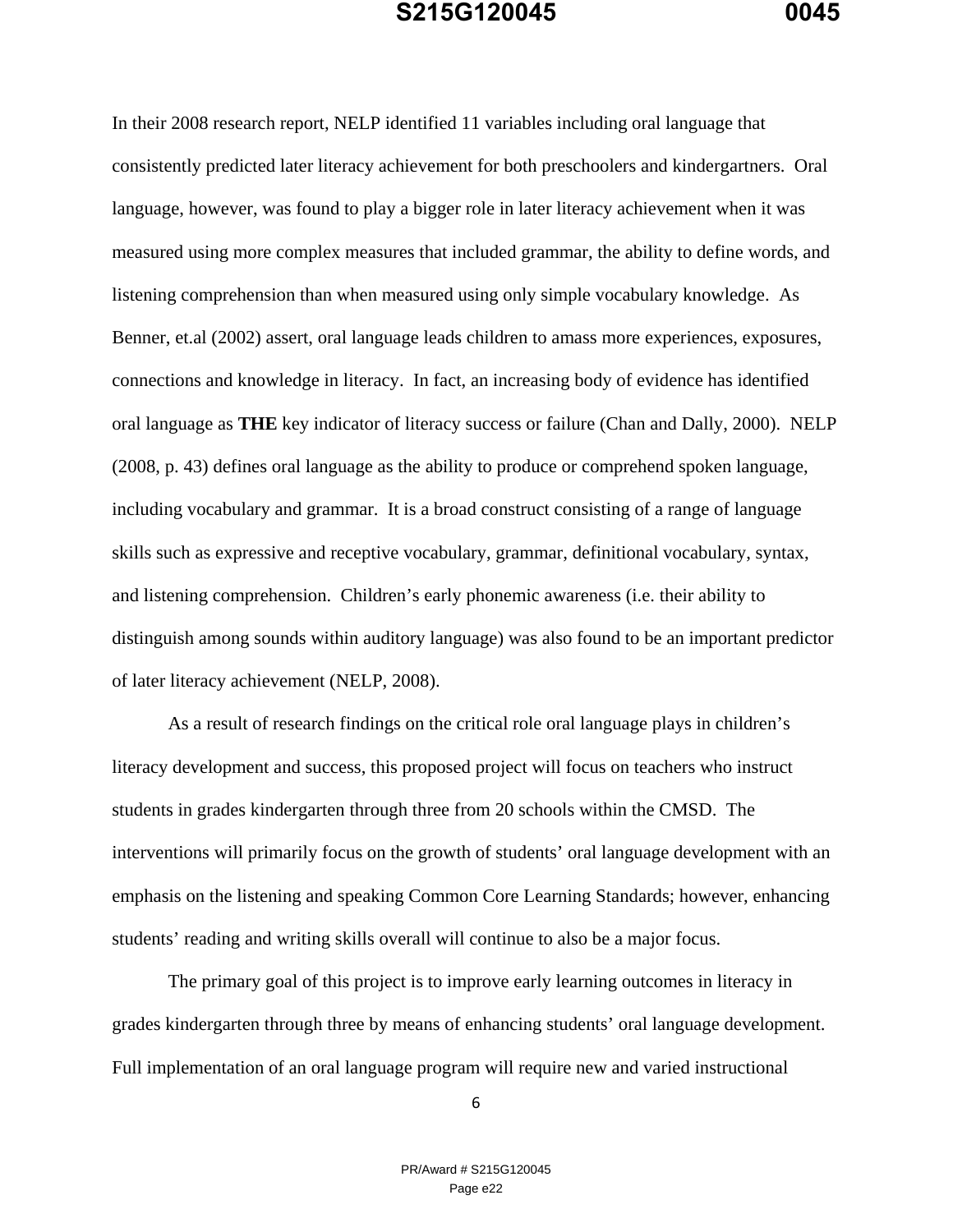In their 2008 research report, NELP identified 11 variables including oral language that consistently predicted later literacy achievement for both preschoolers and kindergartners. Oral language, however, was found to play a bigger role in later literacy achievement when it was measured using more complex measures that included grammar, the ability to define words, and listening comprehension than when measured using only simple vocabulary knowledge. As Benner, et.al (2002) assert, oral language leads children to amass more experiences, exposures, connections and knowledge in literacy. In fact, an increasing body of evidence has identified oral language as **THE** key indicator of literacy success or failure (Chan and Dally, 2000). NELP (2008, p. 43) defines oral language as the ability to produce or comprehend spoken language, including vocabulary and grammar. It is a broad construct consisting of a range of language skills such as expressive and receptive vocabulary, grammar, definitional vocabulary, syntax, and listening comprehension. Children's early phonemic awareness (i.e. their ability to distinguish among sounds within auditory language) was also found to be an important predictor of later literacy achievement (NELP, 2008).

As a result of research findings on the critical role oral language plays in children's literacy development and success, this proposed project will focus on teachers who instruct students in grades kindergarten through three from 20 schools within the CMSD. The interventions will primarily focus on the growth of students' oral language development with an emphasis on the listening and speaking Common Core Learning Standards; however, enhancing students' reading and writing skills overall will continue to also be a major focus.

The primary goal of this project is to improve early learning outcomes in literacy in grades kindergarten through three by means of enhancing students' oral language development. Full implementation of an oral language program will require new and varied instructional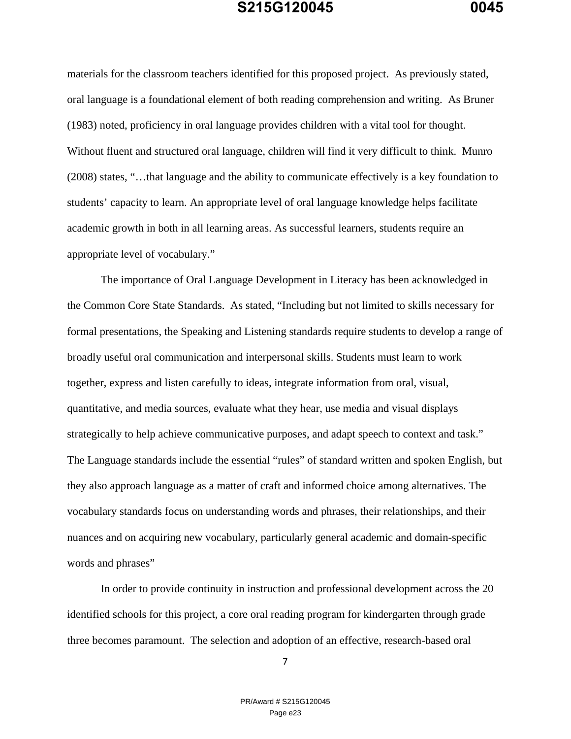materials for the classroom teachers identified for this proposed project. As previously stated, oral language is a foundational element of both reading comprehension and writing. As Bruner (1983) noted, proficiency in oral language provides children with a vital tool for thought. Without fluent and structured oral language, children will find it very difficult to think. Munro (2008) states, "…that language and the ability to communicate effectively is a key foundation to students' capacity to learn. An appropriate level of oral language knowledge helps facilitate academic growth in both in all learning areas. As successful learners, students require an appropriate level of vocabulary."

The importance of Oral Language Development in Literacy has been acknowledged in the Common Core State Standards. As stated, "Including but not limited to skills necessary for formal presentations, the Speaking and Listening standards require students to develop a range of broadly useful oral communication and interpersonal skills. Students must learn to work together, express and listen carefully to ideas, integrate information from oral, visual, quantitative, and media sources, evaluate what they hear, use media and visual displays strategically to help achieve communicative purposes, and adapt speech to context and task." The Language standards include the essential "rules" of standard written and spoken English, but they also approach language as a matter of craft and informed choice among alternatives. The vocabulary standards focus on understanding words and phrases, their relationships, and their nuances and on acquiring new vocabulary, particularly general academic and domain-specific words and phrases"

In order to provide continuity in instruction and professional development across the 20 identified schools for this project, a core oral reading program for kindergarten through grade three becomes paramount. The selection and adoption of an effective, research-based oral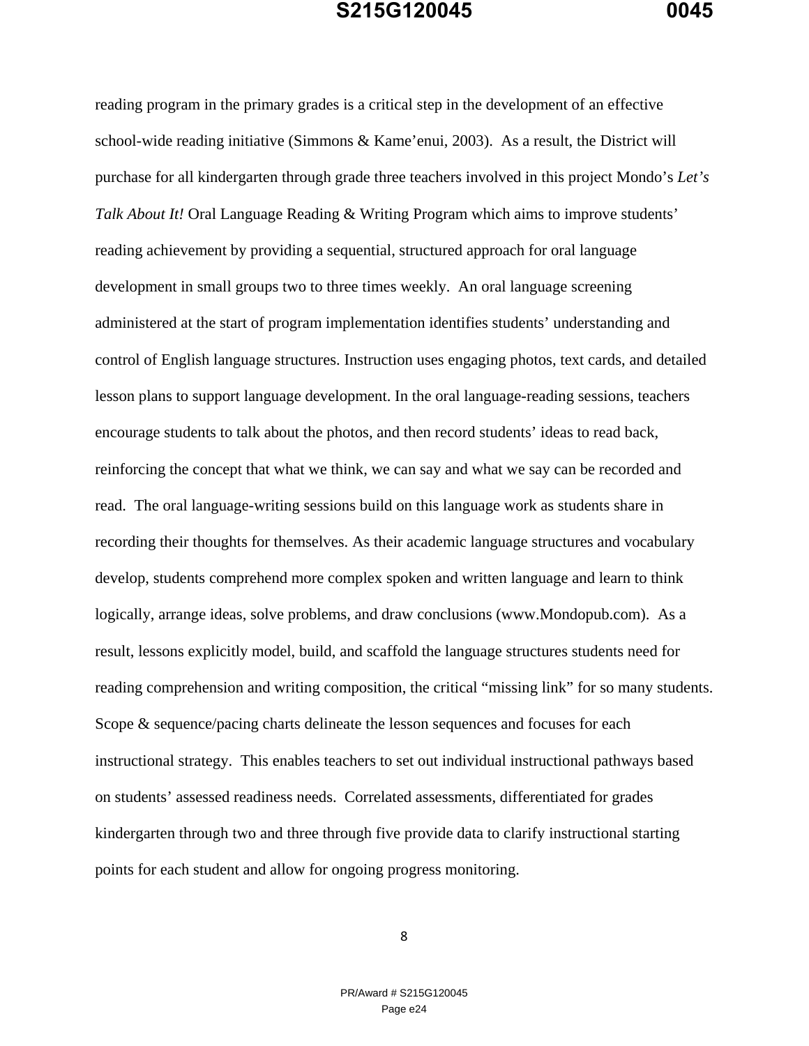reading program in the primary grades is a critical step in the development of an effective school-wide reading initiative (Simmons & Kame'enui, 2003). As a result, the District will purchase for all kindergarten through grade three teachers involved in this project Mondo's *Let's Talk About It!* Oral Language Reading & Writing Program which aims to improve students' reading achievement by providing a sequential, structured approach for oral language development in small groups two to three times weekly. An oral language screening administered at the start of program implementation identifies students' understanding and control of English language structures. Instruction uses engaging photos, text cards, and detailed lesson plans to support language development. In the oral language-reading sessions, teachers encourage students to talk about the photos, and then record students' ideas to read back, reinforcing the concept that what we think, we can say and what we say can be recorded and read. The oral language-writing sessions build on this language work as students share in recording their thoughts for themselves. As their academic language structures and vocabulary develop, students comprehend more complex spoken and written language and learn to think logically, arrange ideas, solve problems, and draw conclusions (www.Mondopub.com). As a result, lessons explicitly model, build, and scaffold the language structures students need for reading comprehension and writing composition, the critical "missing link" for so many students. Scope & sequence/pacing charts delineate the lesson sequences and focuses for each instructional strategy. This enables teachers to set out individual instructional pathways based on students' assessed readiness needs. Correlated assessments, differentiated for grades kindergarten through two and three through five provide data to clarify instructional starting points for each student and allow for ongoing progress monitoring.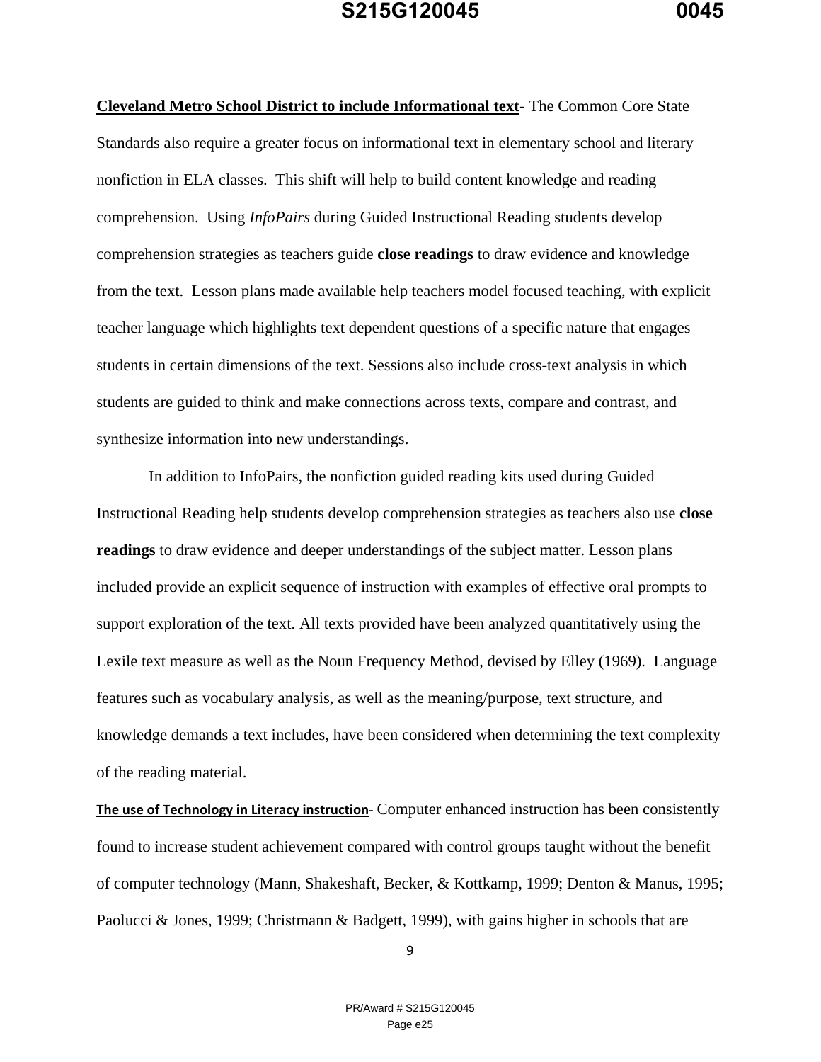**<u>Cleveland Metro School District to include Informational text</u>**- The Common Core State Standards also require a greater focus on informational text in elementary school and literary nonfiction in ELA classes. This shift will help to build content knowledge and reading comprehension. Using *InfoPairs* during Guided Instructional Reading students develop comprehension strategies as teachers guide **close readings** to draw evidence and knowledge from the text. Lesson plans made available help teachers model focused teaching, with explicit teacher language which highlights text dependent questions of a specific nature that engages students in certain dimensions of the text. Sessions also include cross-text analysis in which students are guided to think and make connections across texts, compare and contrast, and synthesize information into new understandings.

In addition to InfoPairs, the nonfiction guided reading kits used during Guided Instructional Reading help students develop comprehension strategies as teachers also use **close readings** to draw evidence and deeper understandings of the subject matter. Lesson plans included provide an explicit sequence of instruction with examples of effective oral prompts to support exploration of the text. All texts provided have been analyzed quantitatively using the Lexile text measure as well as the Noun Frequency Method, devised by Elley (1969). Language features such as vocabulary analysis, as well as the meaning/purpose, text structure, and knowledge demands a text includes, have been considered when determining the text complexity of the reading material.

**<u>The use of Technology in Literacy instruction</u>**- Computer enhanced instruction has been consistently found to increase student achievement compared with control groups taught without the benefit of computer technology (Mann, Shakeshaft, Becker, & Kottkamp, 1999; Denton & Manus, 1995; Paolucci & Jones, 1999; Christmann & Badgett, 1999), with gains higher in schools that are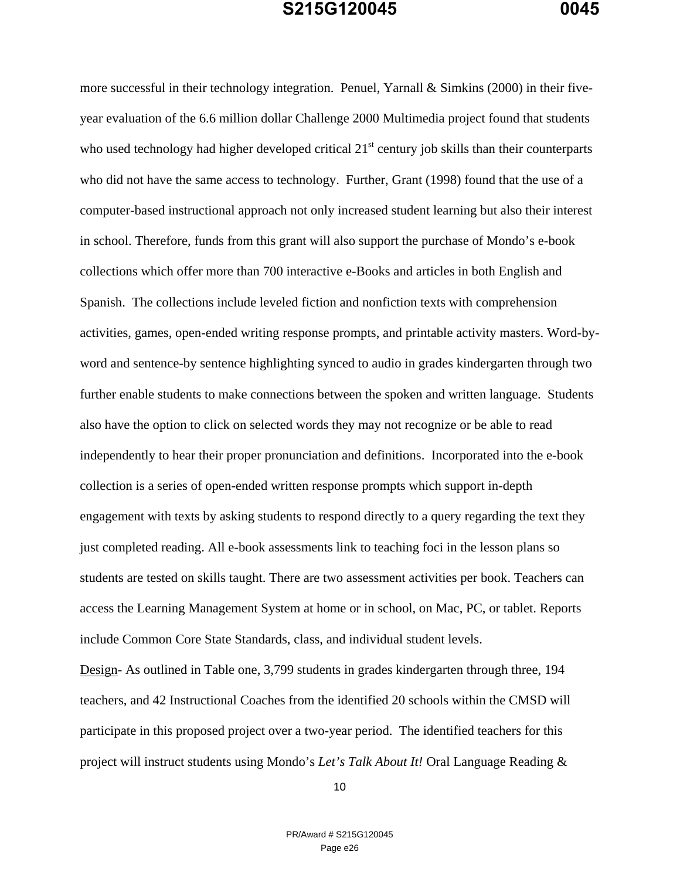more successful in their technology integration. Penuel, Yarnall & Simkins (2000) in their five-year evaluation of the 6.6 million dollar Challenge 2000 Multimedia project found that students who used technology had higher developed critical 21st century job skills than their counterparts who did not have the same access to technology. Further, Grant (1998) found that the use of a computer-based instructional approach not only increased student learning but also their interest in school. Therefore, funds from this grant will also support the purchase of Mondo's e-book collections which offer more than 700 interactive e-Books and articles in both English and Spanish. The collections include leveled fiction and nonfiction texts with comprehension activities, games, open-ended writing response prompts, and printable activity masters. Word-by-word and sentence-by sentence highlighting synced to audio in grades kindergarten through two further enable students to make connections between the spoken and written language. Students also have the option to click on selected words they may not recognize or be able to read independently to hear their proper pronunciation and definitions. Incorporated into the e-book collection is a series of open-ended written response prompts which support in-depth engagement with texts by asking students to respond directly to a query regarding the text they just completed reading. All e-book assessments link to teaching foci in the lesson plans so students are tested on skills taught. There are two assessment activities per book. Teachers can access the Learning Management System at home or in school, on Mac, PC, or tablet. Reports include Common Core State Standards, class, and individual student levels.

<u>Design</u>- As outlined in Table one, 3,799 students in grades kindergarten through three, 194 teachers, and 42 Instructional Coaches from the identified 20 schools within the CMSD will participate in this proposed project over a two-year period. The identified teachers for this project will instruct students using Mondo's *Let's Talk About It!* Oral Language Reading &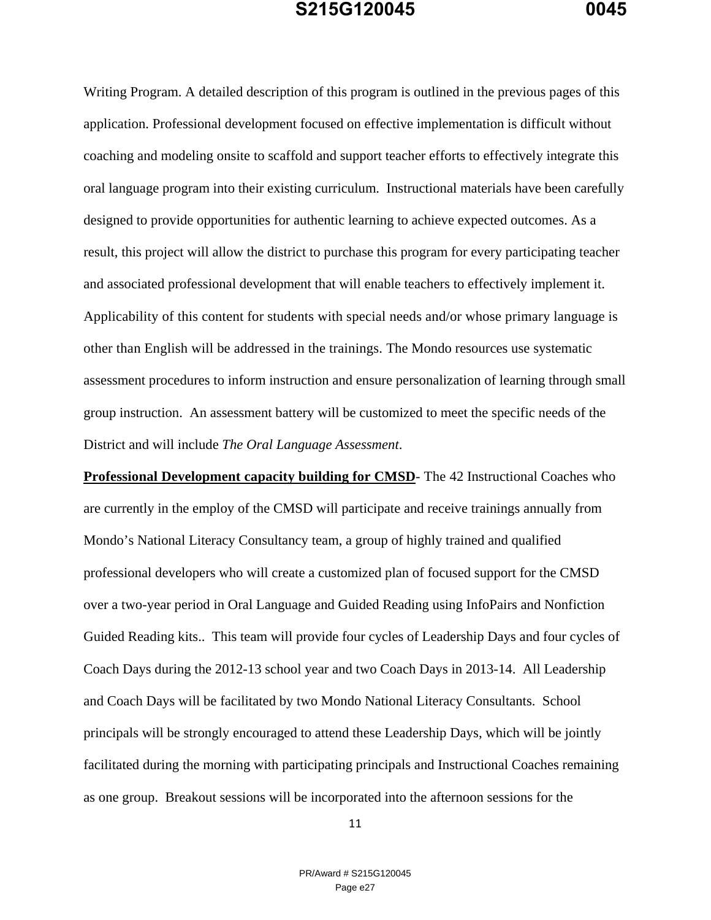Writing Program. A detailed description of this program is outlined in the previous pages of this application. Professional development focused on effective implementation is difficult without coaching and modeling onsite to scaffold and support teacher efforts to effectively integrate this oral language program into their existing curriculum. Instructional materials have been carefully designed to provide opportunities for authentic learning to achieve expected outcomes. As a result, this project will allow the district to purchase this program for every participating teacher and associated professional development that will enable teachers to effectively implement it. Applicability of this content for students with special needs and/or whose primary language is other than English will be addressed in the trainings. The Mondo resources use systematic assessment procedures to inform instruction and ensure personalization of learning through small group instruction. An assessment battery will be customized to meet the specific needs of the District and will include *The Oral Language Assessment*.

**Professional Development capacity building for CMSD**- The 42 Instructional Coaches who are currently in the employ of the CMSD will participate and receive trainings annually from Mondo's National Literacy Consultancy team, a group of highly trained and qualified professional developers who will create a customized plan of focused support for the CMSD over a two-year period in Oral Language and Guided Reading using InfoPairs and Nonfiction Guided Reading kits.. This team will provide four cycles of Leadership Days and four cycles of Coach Days during the 2012-13 school year and two Coach Days in 2013-14. All Leadership and Coach Days will be facilitated by two Mondo National Literacy Consultants. School principals will be strongly encouraged to attend these Leadership Days, which will be jointly facilitated during the morning with participating principals and Instructional Coaches remaining as one group. Breakout sessions will be incorporated into the afternoon sessions for the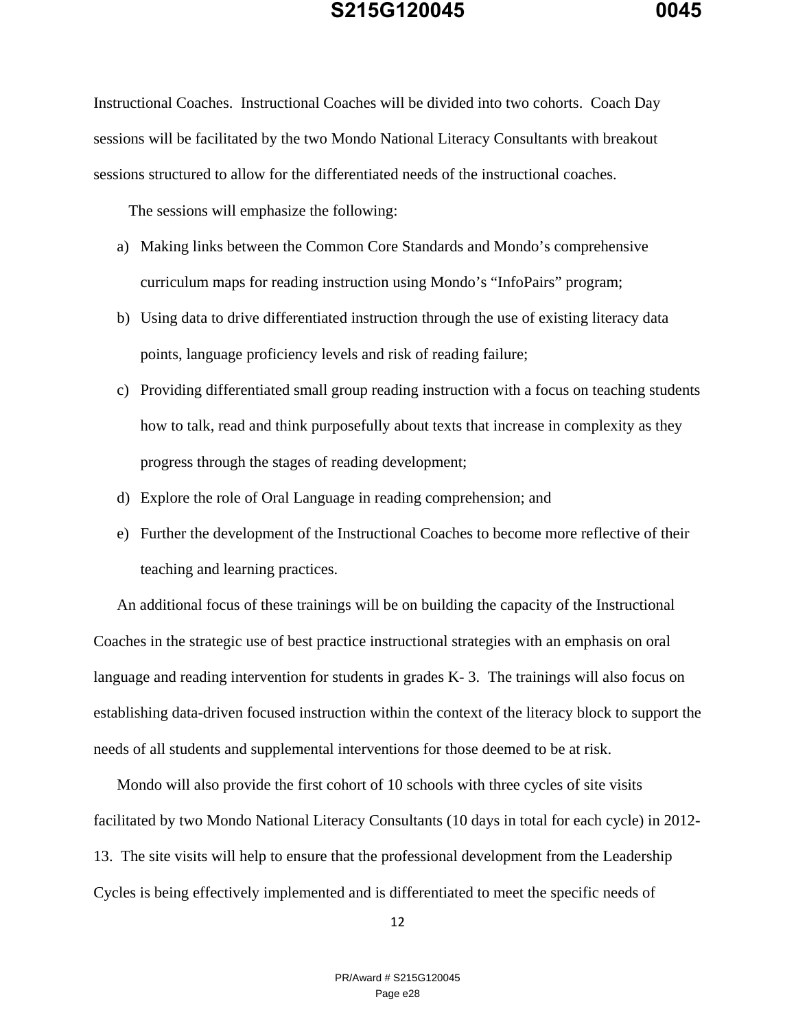Instructional Coaches. Instructional Coaches will be divided into two cohorts. Coach Day sessions will be facilitated by the two Mondo National Literacy Consultants with breakout sessions structured to allow for the differentiated needs of the instructional coaches.

The sessions will emphasize the following:

a) Making links between the Common Core Standards and Mondo's comprehensive curriculum maps for reading instruction using Mondo's "InfoPairs" program;
b) Using data to drive differentiated instruction through the use of existing literacy data points, language proficiency levels and risk of reading failure;
c) Providing differentiated small group reading instruction with a focus on teaching students how to talk, read and think purposefully about texts that increase in complexity as they progress through the stages of reading development;
d) Explore the role of Oral Language in reading comprehension; and
e) Further the development of the Instructional Coaches to become more reflective of their teaching and learning practices.

An additional focus of these trainings will be on building the capacity of the Instructional Coaches in the strategic use of best practice instructional strategies with an emphasis on oral language and reading intervention for students in grades K- 3. The trainings will also focus on establishing data-driven focused instruction within the context of the literacy block to support the needs of all students and supplemental interventions for those deemed to be at risk.

Mondo will also provide the first cohort of 10 schools with three cycles of site visits facilitated by two Mondo National Literacy Consultants (10 days in total for each cycle) in 2012-13. The site visits will help to ensure that the professional development from the Leadership Cycles is being effectively implemented and is differentiated to meet the specific needs of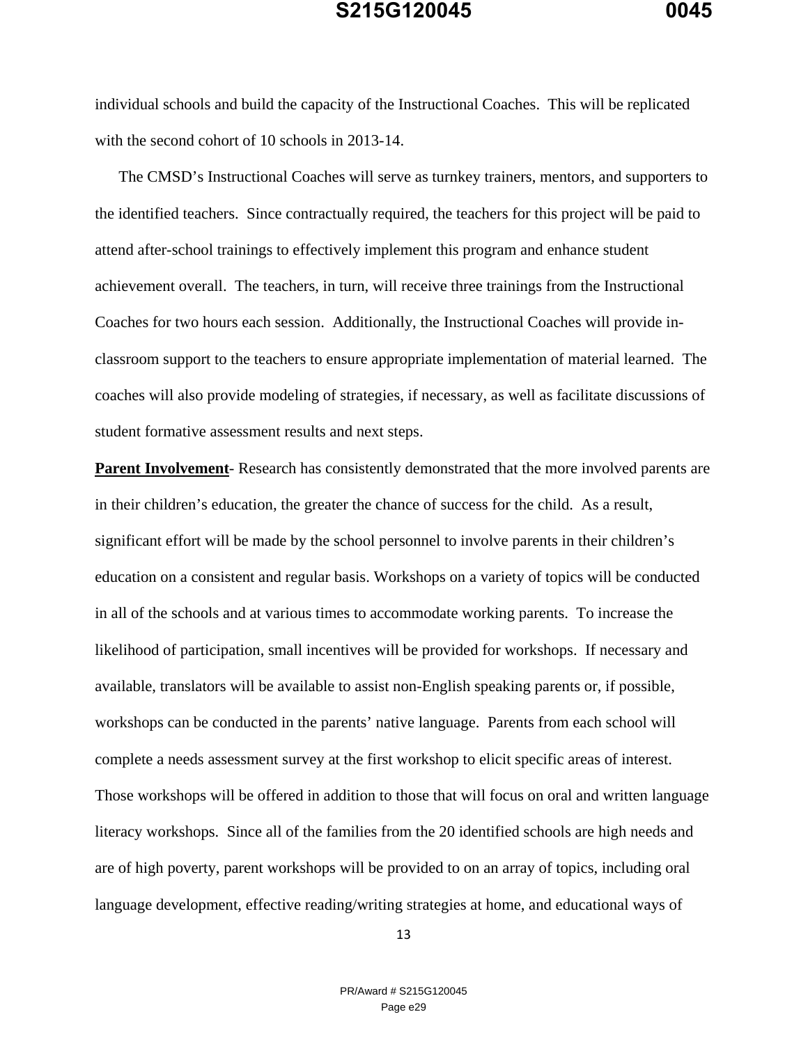individual schools and build the capacity of the Instructional Coaches. This will be replicated with the second cohort of 10 schools in 2013-14.

The CMSD's Instructional Coaches will serve as turnkey trainers, mentors, and supporters to the identified teachers. Since contractually required, the teachers for this project will be paid to attend after-school trainings to effectively implement this program and enhance student achievement overall. The teachers, in turn, will receive three trainings from the Instructional Coaches for two hours each session. Additionally, the Instructional Coaches will provide in-classroom support to the teachers to ensure appropriate implementation of material learned. The coaches will also provide modeling of strategies, if necessary, as well as facilitate discussions of student formative assessment results and next steps.

**Parent Involvement**- Research has consistently demonstrated that the more involved parents are in their children's education, the greater the chance of success for the child. As a result, significant effort will be made by the school personnel to involve parents in their children's education on a consistent and regular basis. Workshops on a variety of topics will be conducted in all of the schools and at various times to accommodate working parents. To increase the likelihood of participation, small incentives will be provided for workshops. If necessary and available, translators will be available to assist non-English speaking parents or, if possible, workshops can be conducted in the parents' native language. Parents from each school will complete a needs assessment survey at the first workshop to elicit specific areas of interest. Those workshops will be offered in addition to those that will focus on oral and written language literacy workshops. Since all of the families from the 20 identified schools are high needs and are of high poverty, parent workshops will be provided to on an array of topics, including oral language development, effective reading/writing strategies at home, and educational ways of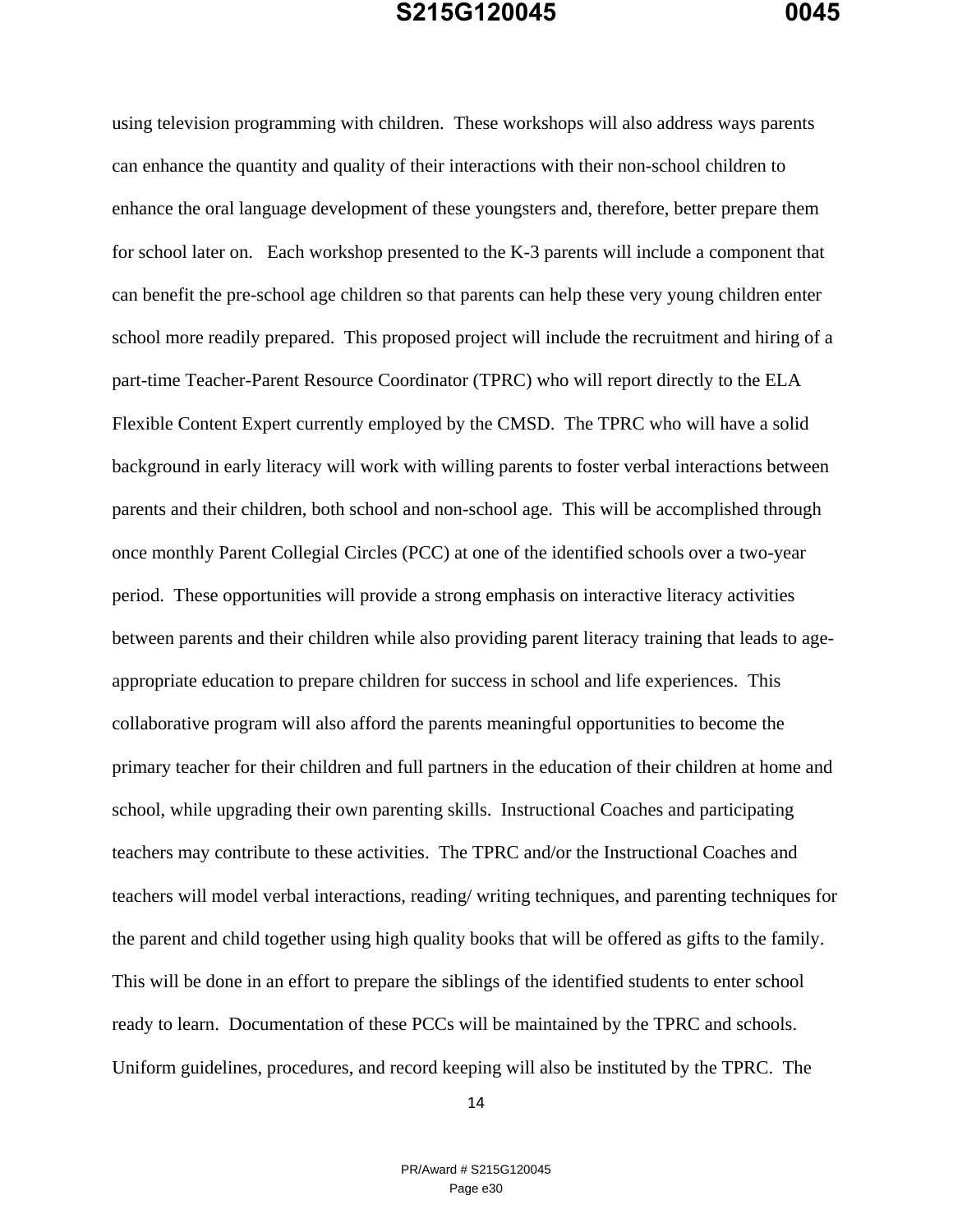using television programming with children. These workshops will also address ways parents can enhance the quantity and quality of their interactions with their non-school children to enhance the oral language development of these youngsters and, therefore, better prepare them for school later on. Each workshop presented to the K-3 parents will include a component that can benefit the pre-school age children so that parents can help these very young children enter school more readily prepared. This proposed project will include the recruitment and hiring of a part-time Teacher-Parent Resource Coordinator (TPRC) who will report directly to the ELA Flexible Content Expert currently employed by the CMSD. The TPRC who will have a solid background in early literacy will work with willing parents to foster verbal interactions between parents and their children, both school and non-school age. This will be accomplished through once monthly Parent Collegial Circles (PCC) at one of the identified schools over a two-year period. These opportunities will provide a strong emphasis on interactive literacy activities between parents and their children while also providing parent literacy training that leads to age-appropriate education to prepare children for success in school and life experiences. This collaborative program will also afford the parents meaningful opportunities to become the primary teacher for their children and full partners in the education of their children at home and school, while upgrading their own parenting skills. Instructional Coaches and participating teachers may contribute to these activities. The TPRC and/or the Instructional Coaches and teachers will model verbal interactions, reading/ writing techniques, and parenting techniques for the parent and child together using high quality books that will be offered as gifts to the family. This will be done in an effort to prepare the siblings of the identified students to enter school ready to learn. Documentation of these PCCs will be maintained by the TPRC and schools. Uniform guidelines, procedures, and record keeping will also be instituted by the TPRC. The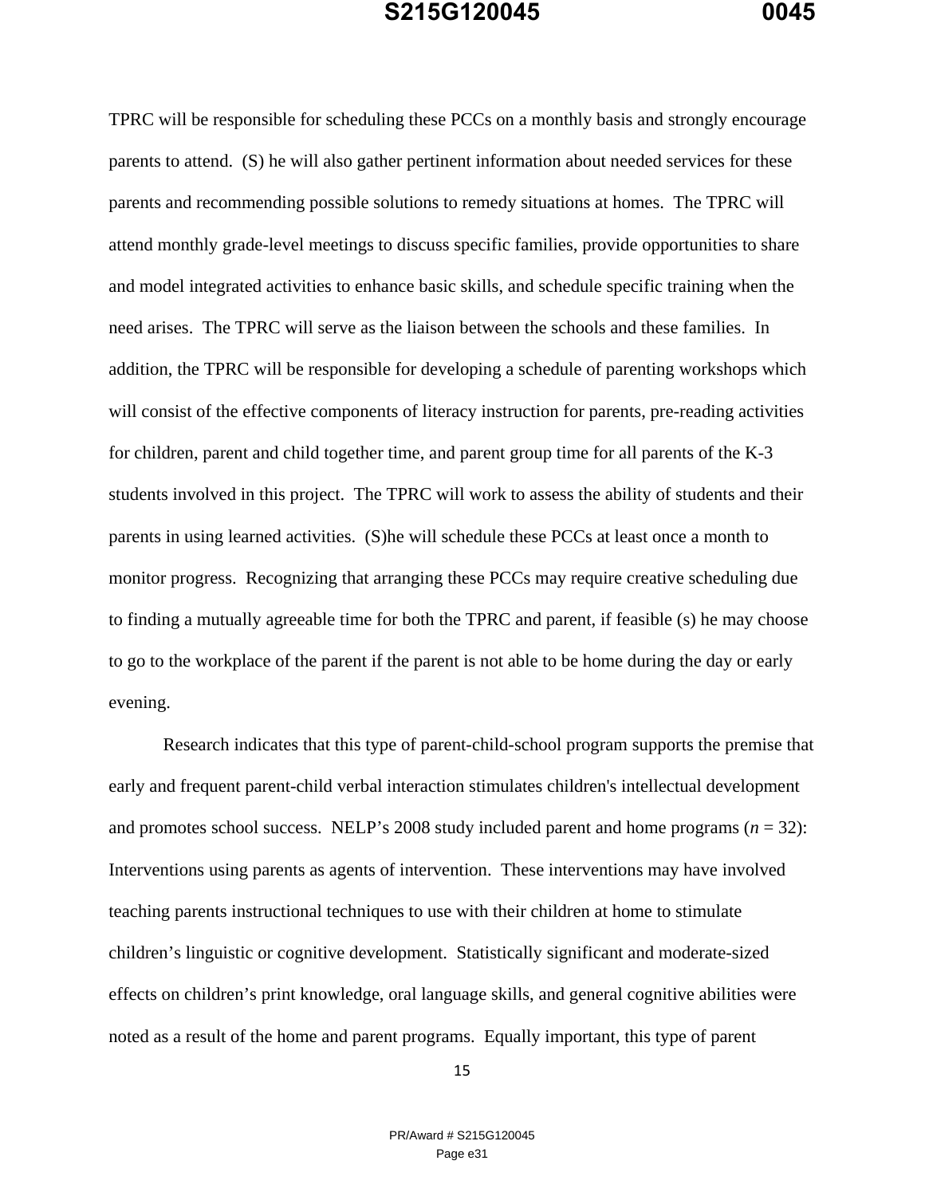TPRC will be responsible for scheduling these PCCs on a monthly basis and strongly encourage parents to attend. (S) he will also gather pertinent information about needed services for these parents and recommending possible solutions to remedy situations at homes. The TPRC will attend monthly grade-level meetings to discuss specific families, provide opportunities to share and model integrated activities to enhance basic skills, and schedule specific training when the need arises. The TPRC will serve as the liaison between the schools and these families. In addition, the TPRC will be responsible for developing a schedule of parenting workshops which will consist of the effective components of literacy instruction for parents, pre-reading activities for children, parent and child together time, and parent group time for all parents of the K-3 students involved in this project. The TPRC will work to assess the ability of students and their parents in using learned activities. (S)he will schedule these PCCs at least once a month to monitor progress. Recognizing that arranging these PCCs may require creative scheduling due to finding a mutually agreeable time for both the TPRC and parent, if feasible (s) he may choose to go to the workplace of the parent if the parent is not able to be home during the day or early evening.

Research indicates that this type of parent-child-school program supports the premise that early and frequent parent-child verbal interaction stimulates children's intellectual development and promotes school success. NELP's 2008 study included parent and home programs ($n = 32$): Interventions using parents as agents of intervention. These interventions may have involved teaching parents instructional techniques to use with their children at home to stimulate children's linguistic or cognitive development. Statistically significant and moderate-sized effects on children's print knowledge, oral language skills, and general cognitive abilities were noted as a result of the home and parent programs. Equally important, this type of parent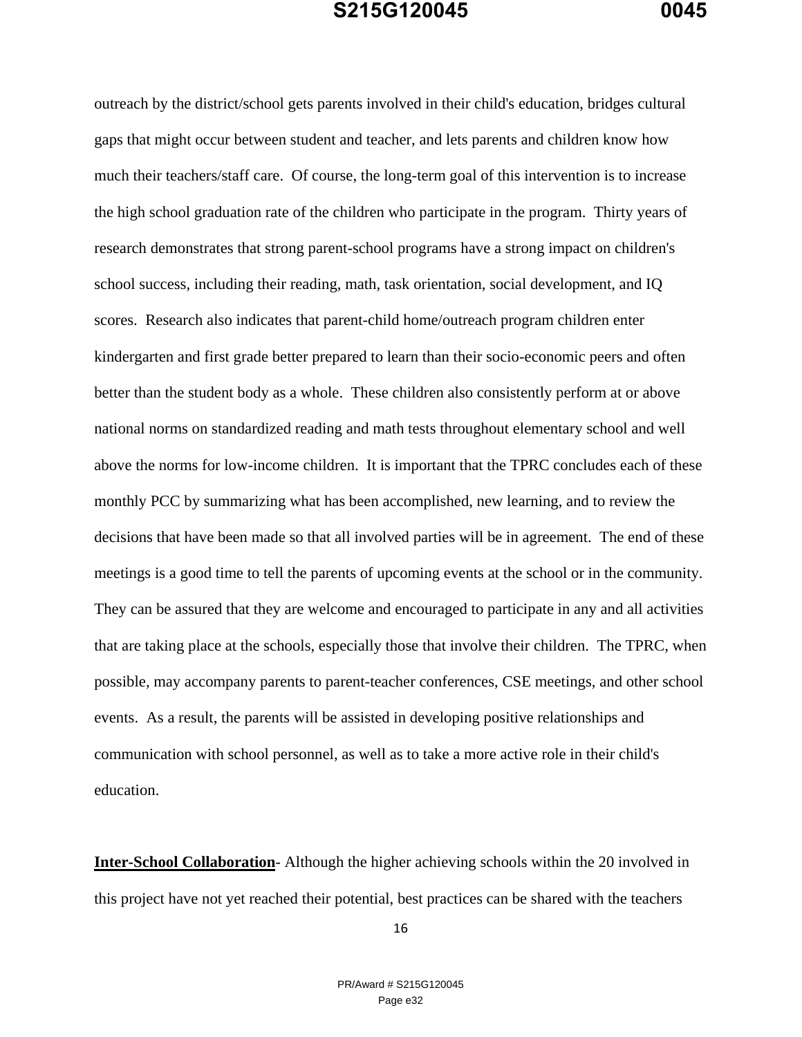outreach by the district/school gets parents involved in their child's education, bridges cultural gaps that might occur between student and teacher, and lets parents and children know how much their teachers/staff care. Of course, the long-term goal of this intervention is to increase the high school graduation rate of the children who participate in the program. Thirty years of research demonstrates that strong parent-school programs have a strong impact on children's school success, including their reading, math, task orientation, social development, and IQ scores. Research also indicates that parent-child home/outreach program children enter kindergarten and first grade better prepared to learn than their socio-economic peers and often better than the student body as a whole. These children also consistently perform at or above national norms on standardized reading and math tests throughout elementary school and well above the norms for low-income children. It is important that the TPRC concludes each of these monthly PCC by summarizing what has been accomplished, new learning, and to review the decisions that have been made so that all involved parties will be in agreement. The end of these meetings is a good time to tell the parents of upcoming events at the school or in the community. They can be assured that they are welcome and encouraged to participate in any and all activities that are taking place at the schools, especially those that involve their children. The TPRC, when possible, may accompany parents to parent-teacher conferences, CSE meetings, and other school events. As a result, the parents will be assisted in developing positive relationships and communication with school personnel, as well as to take a more active role in their child's education.

**Inter-School Collaboration**- Although the higher achieving schools within the 20 involved in this project have not yet reached their potential, best practices can be shared with the teachers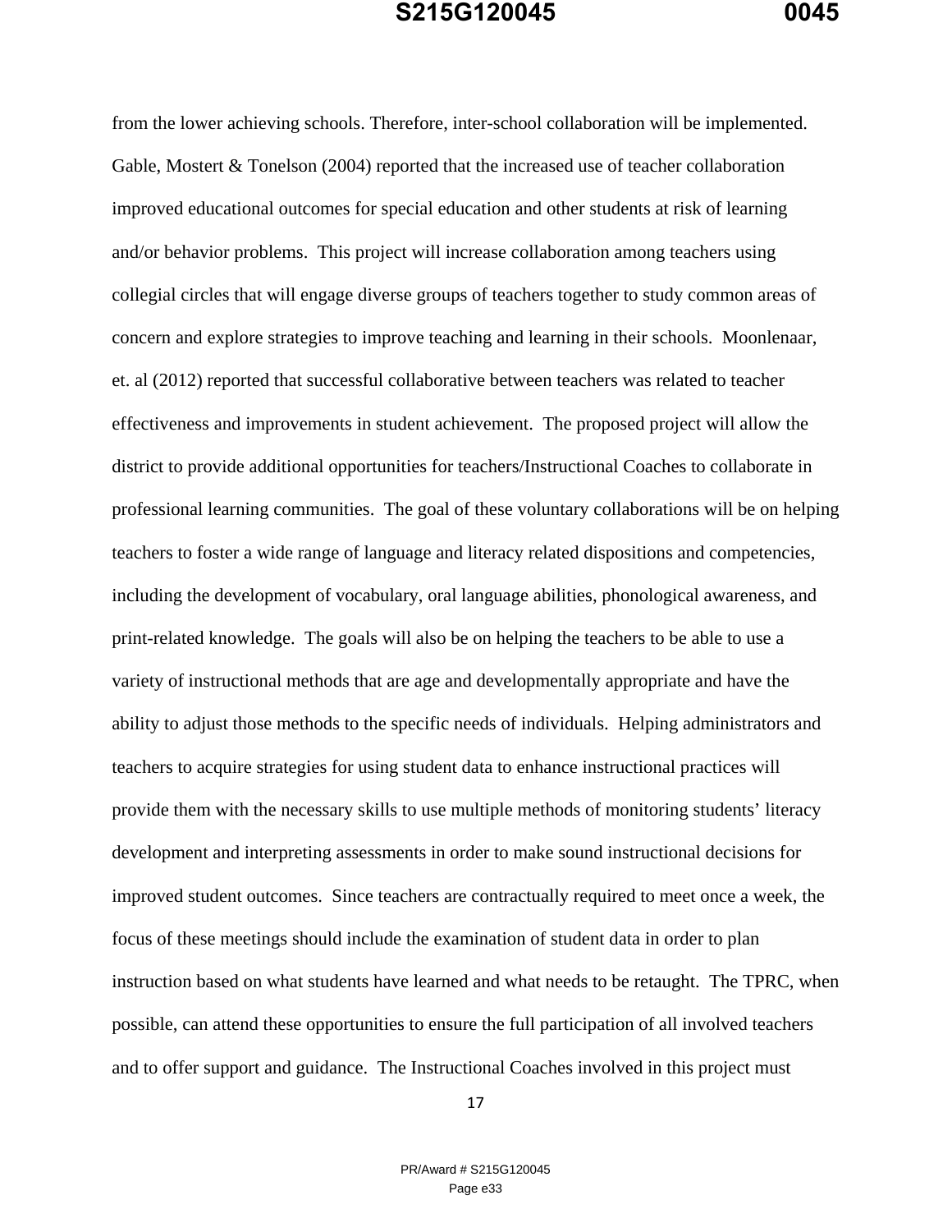from the lower achieving schools. Therefore, inter-school collaboration will be implemented. Gable, Mostert & Tonelson (2004) reported that the increased use of teacher collaboration improved educational outcomes for special education and other students at risk of learning and/or behavior problems. This project will increase collaboration among teachers using collegial circles that will engage diverse groups of teachers together to study common areas of concern and explore strategies to improve teaching and learning in their schools. Moonlenaar, et. al (2012) reported that successful collaborative between teachers was related to teacher effectiveness and improvements in student achievement. The proposed project will allow the district to provide additional opportunities for teachers/Instructional Coaches to collaborate in professional learning communities. The goal of these voluntary collaborations will be on helping teachers to foster a wide range of language and literacy related dispositions and competencies, including the development of vocabulary, oral language abilities, phonological awareness, and print-related knowledge. The goals will also be on helping the teachers to be able to use a variety of instructional methods that are age and developmentally appropriate and have the ability to adjust those methods to the specific needs of individuals. Helping administrators and teachers to acquire strategies for using student data to enhance instructional practices will provide them with the necessary skills to use multiple methods of monitoring students' literacy development and interpreting assessments in order to make sound instructional decisions for improved student outcomes. Since teachers are contractually required to meet once a week, the focus of these meetings should include the examination of student data in order to plan instruction based on what students have learned and what needs to be retaught. The TPRC, when possible, can attend these opportunities to ensure the full participation of all involved teachers and to offer support and guidance. The Instructional Coaches involved in this project must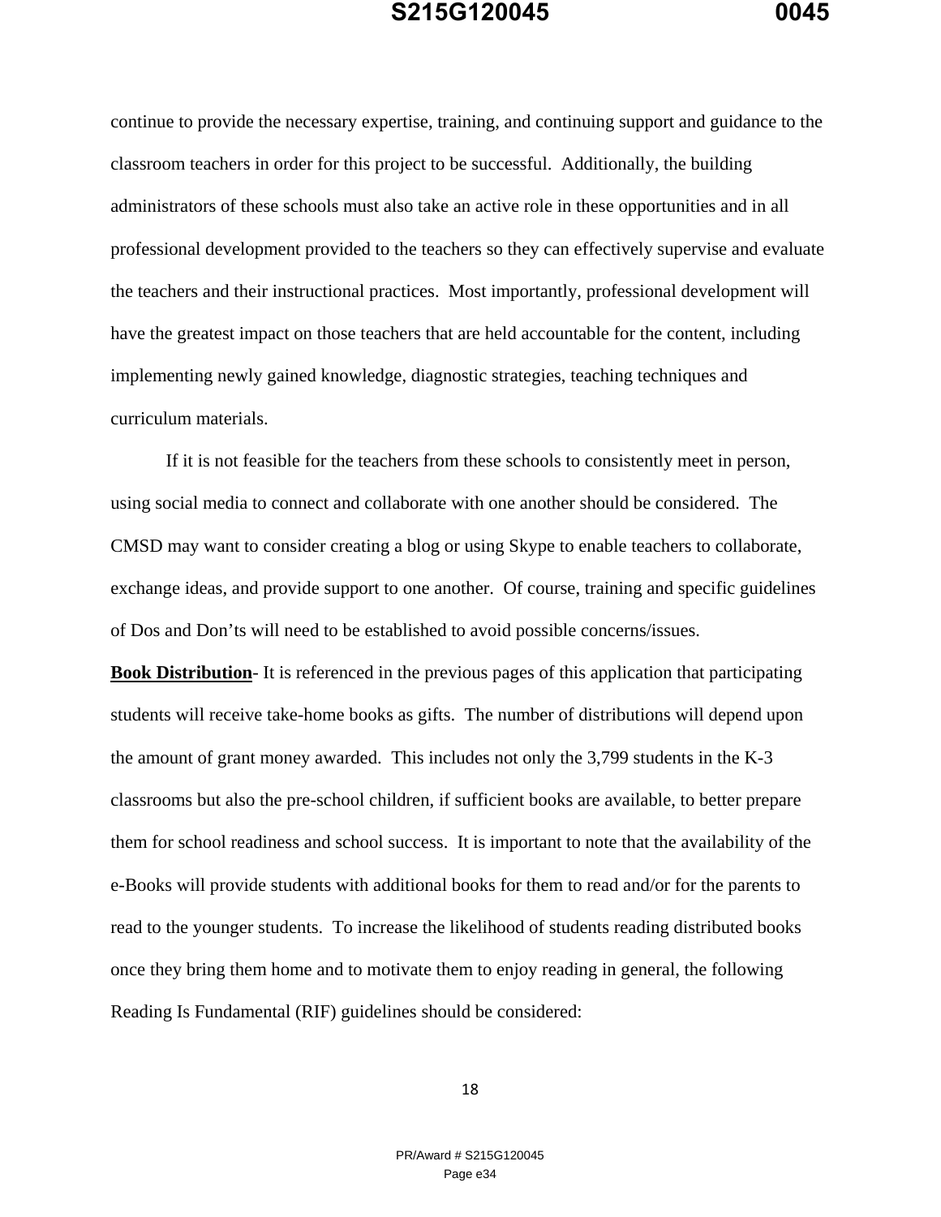continue to provide the necessary expertise, training, and continuing support and guidance to the classroom teachers in order for this project to be successful. Additionally, the building administrators of these schools must also take an active role in these opportunities and in all professional development provided to the teachers so they can effectively supervise and evaluate the teachers and their instructional practices. Most importantly, professional development will have the greatest impact on those teachers that are held accountable for the content, including implementing newly gained knowledge, diagnostic strategies, teaching techniques and curriculum materials.

If it is not feasible for the teachers from these schools to consistently meet in person, using social media to connect and collaborate with one another should be considered. The CMSD may want to consider creating a blog or using Skype to enable teachers to collaborate, exchange ideas, and provide support to one another. Of course, training and specific guidelines of Dos and Don'ts will need to be established to avoid possible concerns/issues.

**<u>Book Distribution</u>**- It is referenced in the previous pages of this application that participating students will receive take-home books as gifts. The number of distributions will depend upon the amount of grant money awarded. This includes not only the 3,799 students in the K-3 classrooms but also the pre-school children, if sufficient books are available, to better prepare them for school readiness and school success. It is important to note that the availability of the e-Books will provide students with additional books for them to read and/or for the parents to read to the younger students. To increase the likelihood of students reading distributed books once they bring them home and to motivate them to enjoy reading in general, the following Reading Is Fundamental (RIF) guidelines should be considered: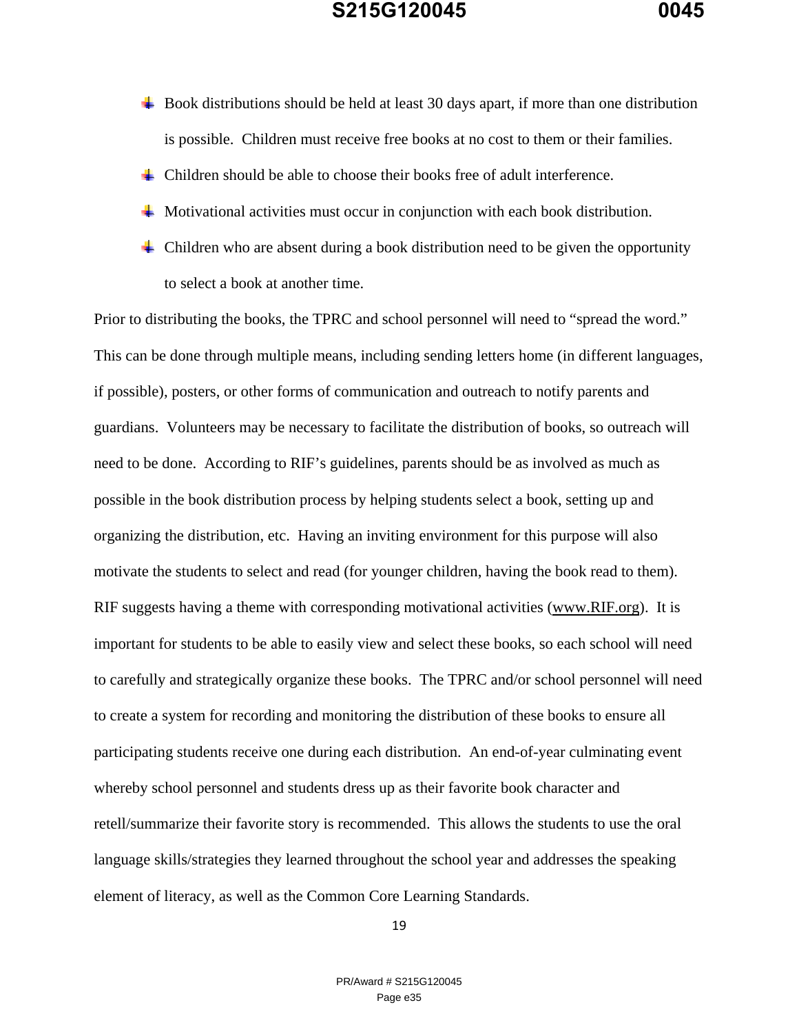- Book distributions should be held at least 30 days apart, if more than one distribution is possible. Children must receive free books at no cost to them or their families.
- Children should be able to choose their books free of adult interference.
- Motivational activities must occur in conjunction with each book distribution.
- Children who are absent during a book distribution need to be given the opportunity to select a book at another time.

Prior to distributing the books, the TPRC and school personnel will need to "spread the word." This can be done through multiple means, including sending letters home (in different languages, if possible), posters, or other forms of communication and outreach to notify parents and guardians. Volunteers may be necessary to facilitate the distribution of books, so outreach will need to be done. According to RIF's guidelines, parents should be as involved as much as possible in the book distribution process by helping students select a book, setting up and organizing the distribution, etc. Having an inviting environment for this purpose will also motivate the students to select and read (for younger children, having the book read to them). RIF suggests having a theme with corresponding motivational activities (www.RIF.org). It is important for students to be able to easily view and select these books, so each school will need to carefully and strategically organize these books. The TPRC and/or school personnel will need to create a system for recording and monitoring the distribution of these books to ensure all participating students receive one during each distribution. An end-of-year culminating event whereby school personnel and students dress up as their favorite book character and retell/summarize their favorite story is recommended. This allows the students to use the oral language skills/strategies they learned throughout the school year and addresses the speaking element of literacy, as well as the Common Core Learning Standards.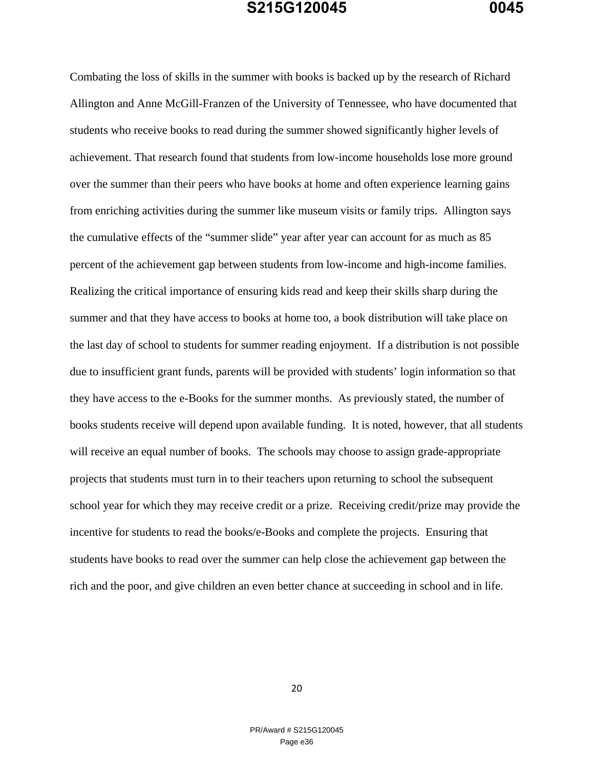Combating the loss of skills in the summer with books is backed up by the research of Richard Allington and Anne McGill-Franzen of the University of Tennessee, who have documented that students who receive books to read during the summer showed significantly higher levels of achievement. That research found that students from low-income households lose more ground over the summer than their peers who have books at home and often experience learning gains from enriching activities during the summer like museum visits or family trips. Allington says the cumulative effects of the "summer slide" year after year can account for as much as 85 percent of the achievement gap between students from low-income and high-income families. Realizing the critical importance of ensuring kids read and keep their skills sharp during the summer and that they have access to books at home too, a book distribution will take place on the last day of school to students for summer reading enjoyment. If a distribution is not possible due to insufficient grant funds, parents will be provided with students' login information so that they have access to the e-Books for the summer months. As previously stated, the number of books students receive will depend upon available funding. It is noted, however, that all students will receive an equal number of books. The schools may choose to assign grade-appropriate projects that students must turn in to their teachers upon returning to school the subsequent school year for which they may receive credit or a prize. Receiving credit/prize may provide the incentive for students to read the books/e-Books and complete the projects. Ensuring that students have books to read over the summer can help close the achievement gap between the rich and the poor, and give children an even better chance at succeeding in school and in life.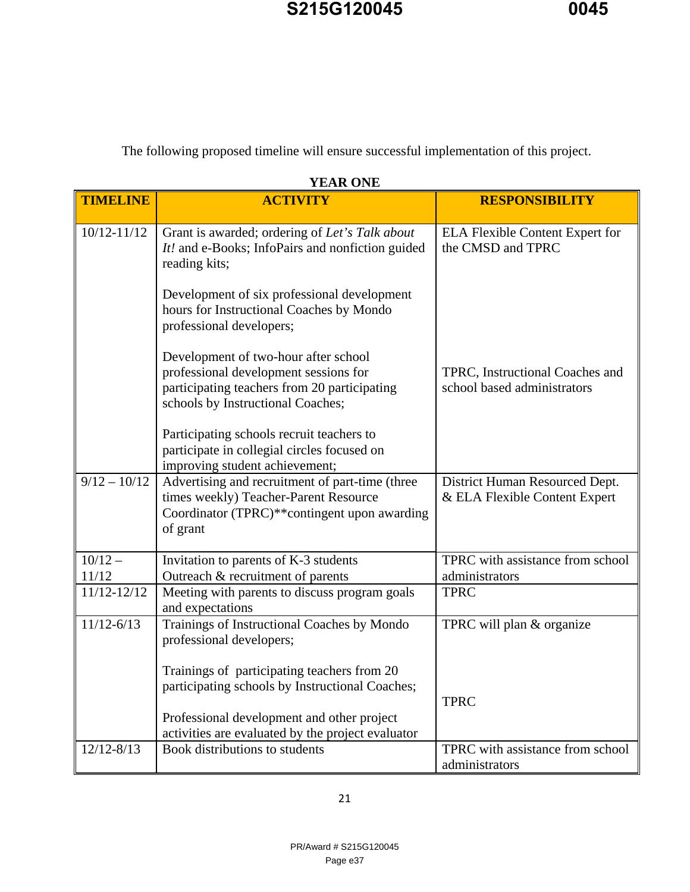The following proposed timeline will ensure successful implementation of this project.

**YEAR ONE**

| TIMELINE | ACTIVITY | RESPONSIBILITY |
|---|---|---|
| 10/12-11/12 | Grant is awarded; ordering of *Let's Talk about It!* and e-Books; InfoPairs and nonfiction guided reading kits;<br><br>Development of six professional development hours for Instructional Coaches by Mondo professional developers;<br><br>Development of two-hour after school professional development sessions for participating teachers from 20 participating schools by Instructional Coaches;<br><br>Participating schools recruit teachers to participate in collegial circles focused on improving student achievement; | ELA Flexible Content Expert for the CMSD and TPRC<br><br>TPRC, Instructional Coaches and school based administrators |
| 9/12 – 10/12 | Advertising and recruitment of part-time (three times weekly) Teacher-Parent Resource Coordinator (TPRC)**contingent upon awarding of grant | District Human Resourced Dept. & ELA Flexible Content Expert |
| 10/12 – 11/12 | Invitation to parents of K-3 students<br>Outreach & recruitment of parents | TPRC with assistance from school administrators |
| 11/12-12/12 | Meeting with parents to discuss program goals and expectations | TPRC |
| 11/12-6/13 | Trainings of Instructional Coaches by Mondo professional developers;<br><br>Trainings of participating teachers from 20 participating schools by Instructional Coaches;<br><br>Professional development and other project activities are evaluated by the project evaluator | TPRC will plan & organize<br><br>TPRC |
| 12/12-8/13 | Book distributions to students | TPRC with assistance from school administrators |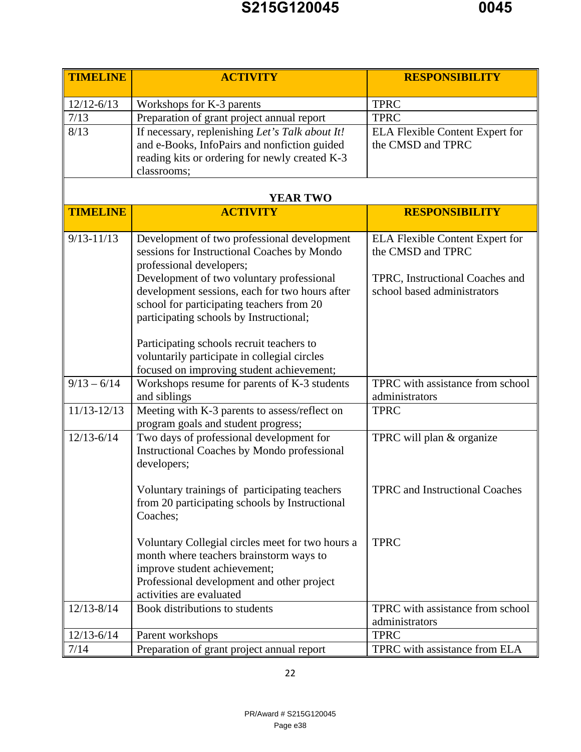| TIMELINE | ACTIVITY | RESPONSIBILITY |
|---|---|---|
| 12/12-6/13 | Workshops for K-3 parents | TPRC |
| 7/13 | Preparation of grant project annual report | TPRC |
| 8/13 | If necessary, replenishing *Let's Talk about It!* and e-Books, InfoPairs and nonfiction guided reading kits or ordering for newly created K-3 classrooms; | ELA Flexible Content Expert for the CMSD and TPRC |

**YEAR TWO**

| TIMELINE | ACTIVITY | RESPONSIBILITY |
|---|---|---|
| 9/13-11/13 | Development of two professional development sessions for Instructional Coaches by Mondo professional developers;<br>Development of two voluntary professional development sessions, each for two hours after school for participating teachers from 20 participating schools by Instructional;<br><br>Participating schools recruit teachers to voluntarily participate in collegial circles focused on improving student achievement; | ELA Flexible Content Expert for the CMSD and TPRC<br><br>TPRC, Instructional Coaches and school based administrators |
| 9/13 – 6/14 | Workshops resume for parents of K-3 students and siblings | TPRC with assistance from school administrators |
| 11/13-12/13 | Meeting with K-3 parents to assess/reflect on program goals and student progress; | TPRC |
| 12/13-6/14 | Two days of professional development for Instructional Coaches by Mondo professional developers;<br><br>Voluntary trainings of participating teachers from 20 participating schools by Instructional Coaches;<br><br>Voluntary Collegial circles meet for two hours a month where teachers brainstorm ways to improve student achievement;<br>Professional development and other project activities are evaluated | TPRC will plan & organize<br><br>TPRC and Instructional Coaches<br><br>TPRC |
| 12/13-8/14 | Book distributions to students | TPRC with assistance from school administrators |
| 12/13-6/14 | Parent workshops | TPRC |
| 7/14 | Preparation of grant project annual report | TPRC with assistance from ELA |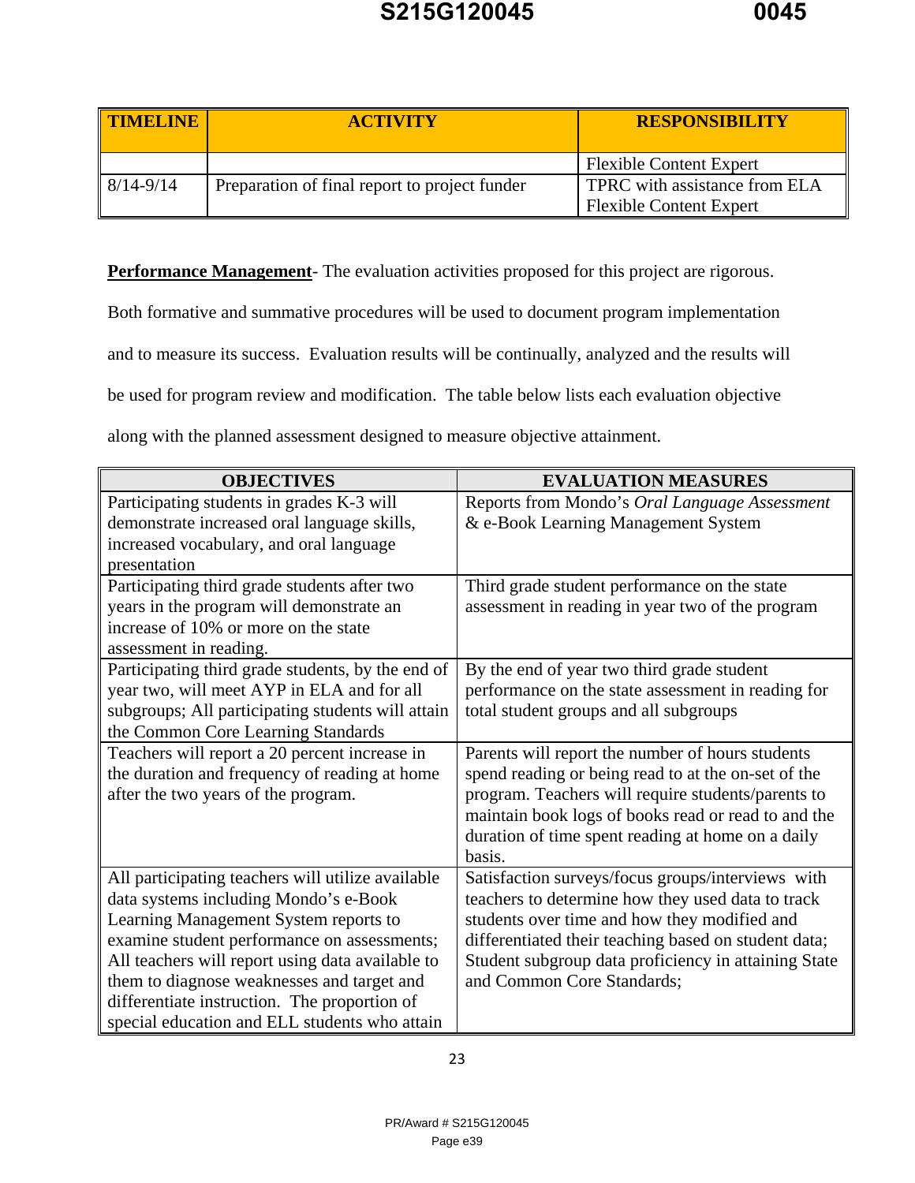| TIMELINE | ACTIVITY | RESPONSIBILITY |
|---|---|---|
| | | Flexible Content Expert |
| 8/14-9/14 | Preparation of final report to project funder | TPRC with assistance from ELA Flexible Content Expert |

**Performance Management**- The evaluation activities proposed for this project are rigorous. Both formative and summative procedures will be used to document program implementation and to measure its success. Evaluation results will be continually, analyzed and the results will be used for program review and modification. The table below lists each evaluation objective along with the planned assessment designed to measure objective attainment.

| OBJECTIVES | EVALUATION MEASURES |
|---|---|
| Participating students in grades K-3 will demonstrate increased oral language skills, increased vocabulary, and oral language presentation | Reports from Mondo's *Oral Language Assessment* & e-Book Learning Management System |
| Participating third grade students after two years in the program will demonstrate an increase of 10% or more on the state assessment in reading. | Third grade student performance on the state assessment in reading in year two of the program |
| Participating third grade students, by the end of year two, will meet AYP in ELA and for all subgroups; All participating students will attain the Common Core Learning Standards | By the end of year two third grade student performance on the state assessment in reading for total student groups and all subgroups |
| Teachers will report a 20 percent increase in the duration and frequency of reading at home after the two years of the program. | Parents will report the number of hours students spend reading or being read to at the on-set of the program. Teachers will require students/parents to maintain book logs of books read or read to and the duration of time spent reading at home on a daily basis. |
| All participating teachers will utilize available data systems including Mondo's e-Book Learning Management System reports to examine student performance on assessments; All teachers will report using data available to them to diagnose weaknesses and target and differentiate instruction. The proportion of special education and ELL students who attain | Satisfaction surveys/focus groups/interviews with teachers to determine how they used data to track students over time and how they modified and differentiated their teaching based on student data; Student subgroup data proficiency in attaining State and Common Core Standards; |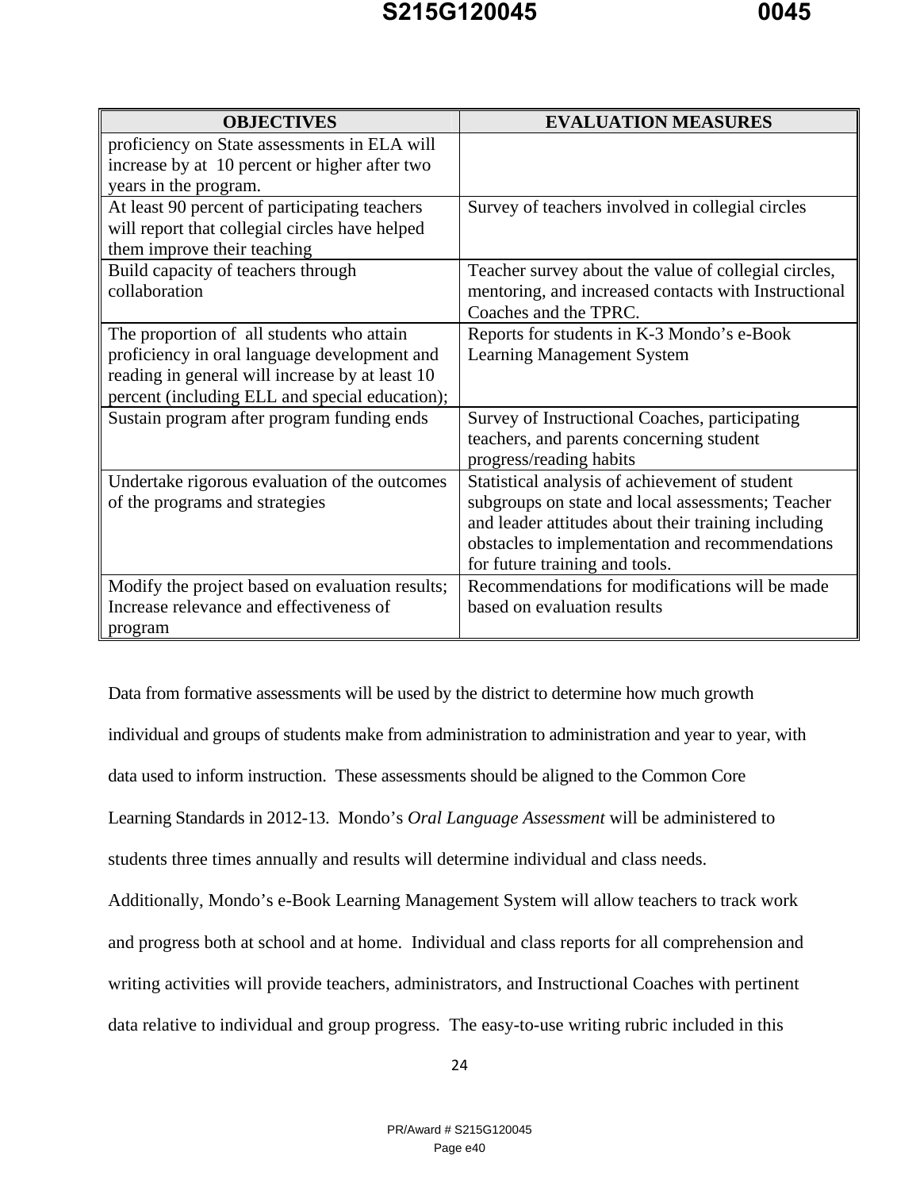| OBJECTIVES | EVALUATION MEASURES |
|---|---|
| proficiency on State assessments in ELA will increase by at  10 percent or higher after two years in the program. | |
| At least 90 percent of participating teachers will report that collegial circles have helped them improve their teaching | Survey of teachers involved in collegial circles |
| Build capacity of teachers through collaboration | Teacher survey about the value of collegial circles, mentoring, and increased contacts with Instructional Coaches and the TPRC. |
| The proportion of  all students who attain proficiency in oral language development and reading in general will increase by at least 10 percent (including ELL and special education); | Reports for students in K-3 Mondo's e-Book Learning Management System |
| Sustain program after program funding ends | Survey of Instructional Coaches, participating teachers, and parents concerning student progress/reading habits |
| Undertake rigorous evaluation of the outcomes of the programs and strategies | Statistical analysis of achievement of student subgroups on state and local assessments; Teacher and leader attitudes about their training including obstacles to implementation and recommendations for future training and tools. |
| Modify the project based on evaluation results; Increase relevance and effectiveness of program | Recommendations for modifications will be made based on evaluation results |

Data from formative assessments will be used by the district to determine how much growth individual and groups of students make from administration to administration and year to year, with data used to inform instruction.  These assessments should be aligned to the Common Core Learning Standards in 2012-13.  Mondo's *Oral Language Assessment* will be administered to students three times annually and results will determine individual and class needs. Additionally, Mondo's e-Book Learning Management System will allow teachers to track work and progress both at school and at home.  Individual and class reports for all comprehension and writing activities will provide teachers, administrators, and Instructional Coaches with pertinent data relative to individual and group progress.  The easy-to-use writing rubric included in this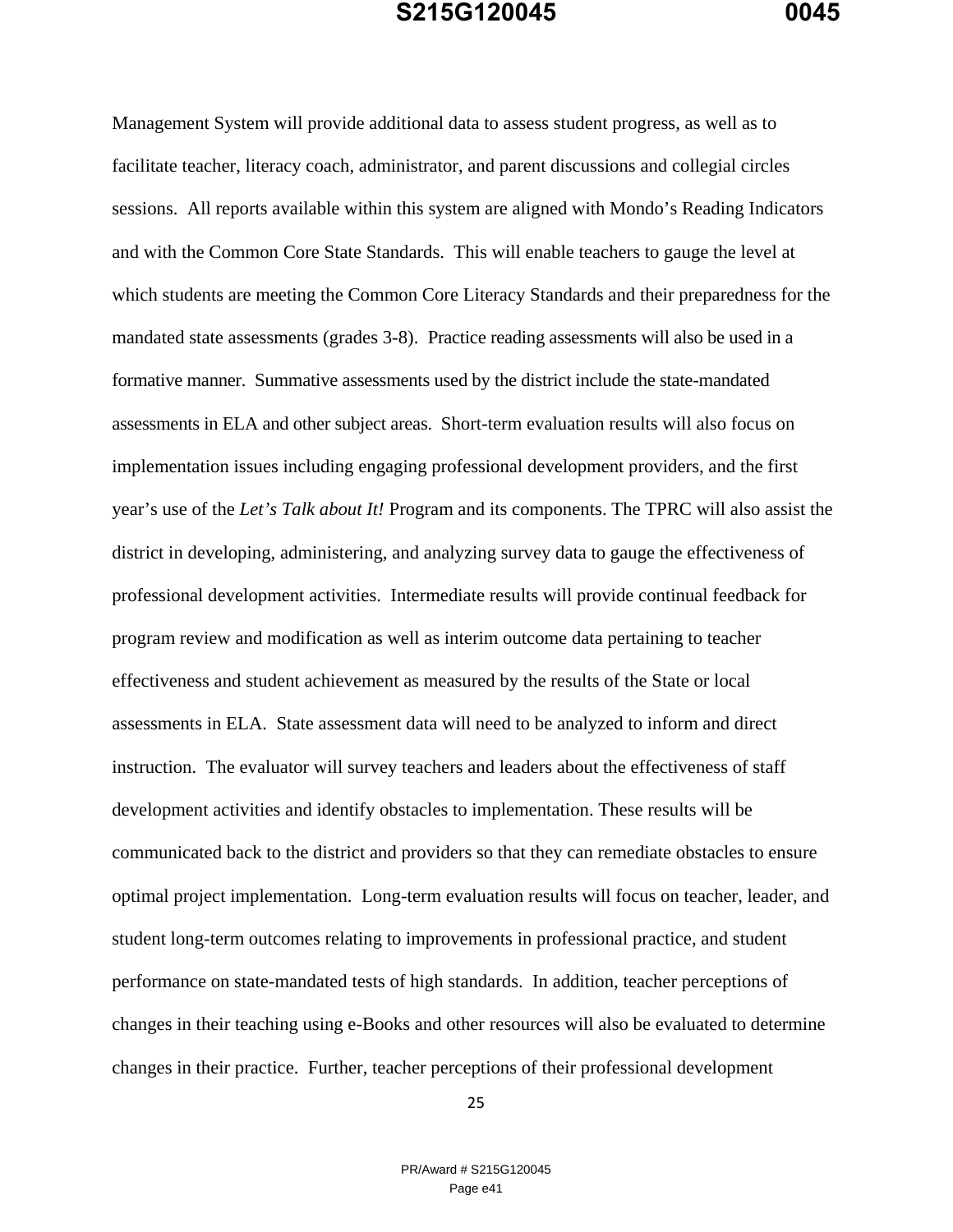Management System will provide additional data to assess student progress, as well as to facilitate teacher, literacy coach, administrator, and parent discussions and collegial circles sessions. All reports available within this system are aligned with Mondo's Reading Indicators and with the Common Core State Standards. This will enable teachers to gauge the level at which students are meeting the Common Core Literacy Standards and their preparedness for the mandated state assessments (grades 3-8). Practice reading assessments will also be used in a formative manner. Summative assessments used by the district include the state-mandated assessments in ELA and other subject areas. Short-term evaluation results will also focus on implementation issues including engaging professional development providers, and the first year's use of the *Let's Talk about It!* Program and its components. The TPRC will also assist the district in developing, administering, and analyzing survey data to gauge the effectiveness of professional development activities. Intermediate results will provide continual feedback for program review and modification as well as interim outcome data pertaining to teacher effectiveness and student achievement as measured by the results of the State or local assessments in ELA. State assessment data will need to be analyzed to inform and direct instruction. The evaluator will survey teachers and leaders about the effectiveness of staff development activities and identify obstacles to implementation. These results will be communicated back to the district and providers so that they can remediate obstacles to ensure optimal project implementation. Long-term evaluation results will focus on teacher, leader, and student long-term outcomes relating to improvements in professional practice, and student performance on state-mandated tests of high standards. In addition, teacher perceptions of changes in their teaching using e-Books and other resources will also be evaluated to determine changes in their practice. Further, teacher perceptions of their professional development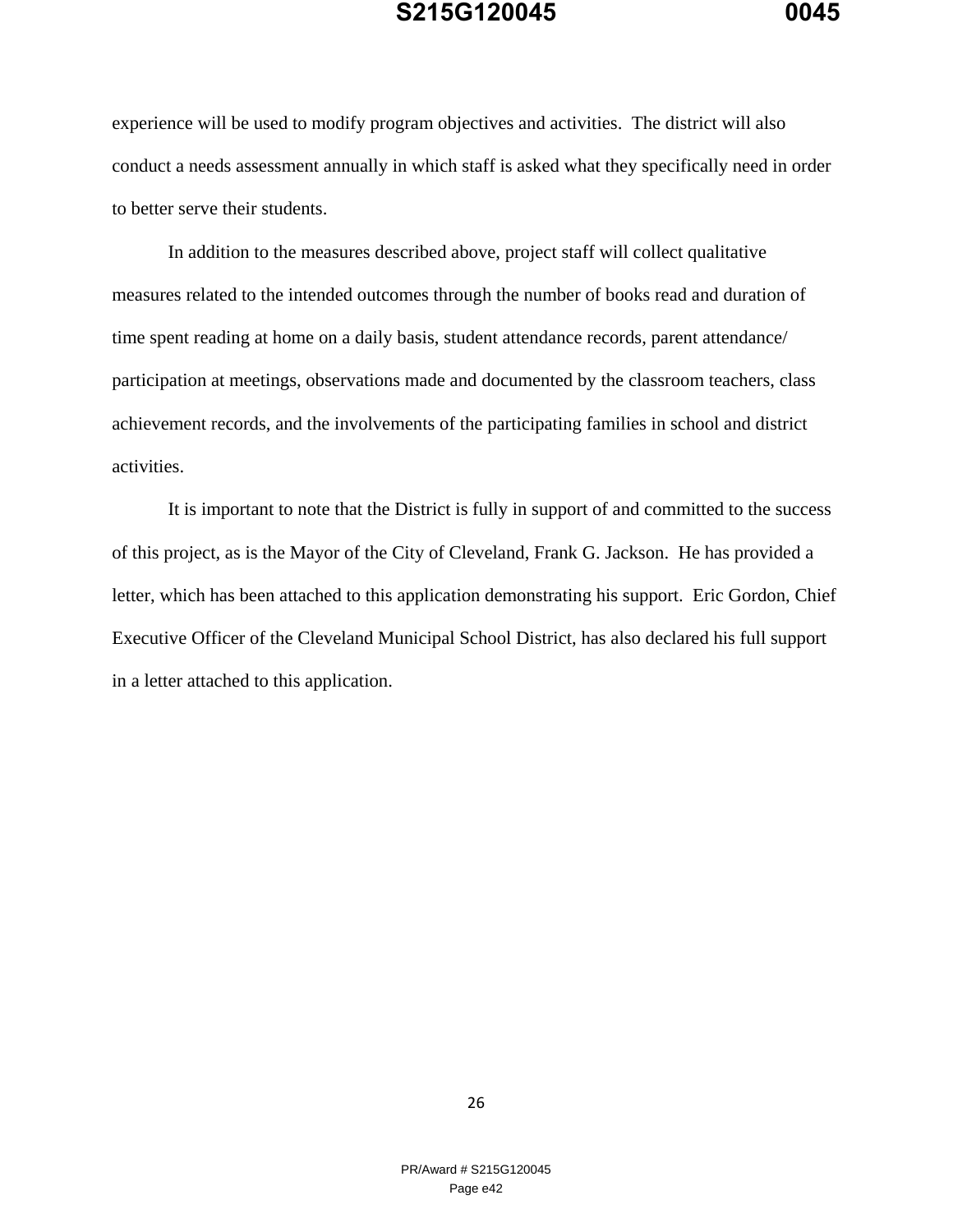experience will be used to modify program objectives and activities. The district will also conduct a needs assessment annually in which staff is asked what they specifically need in order to better serve their students.

In addition to the measures described above, project staff will collect qualitative measures related to the intended outcomes through the number of books read and duration of time spent reading at home on a daily basis, student attendance records, parent attendance/ participation at meetings, observations made and documented by the classroom teachers, class achievement records, and the involvements of the participating families in school and district activities.

It is important to note that the District is fully in support of and committed to the success of this project, as is the Mayor of the City of Cleveland, Frank G. Jackson. He has provided a letter, which has been attached to this application demonstrating his support. Eric Gordon, Chief Executive Officer of the Cleveland Municipal School District, has also declared his full support in a letter attached to this application.